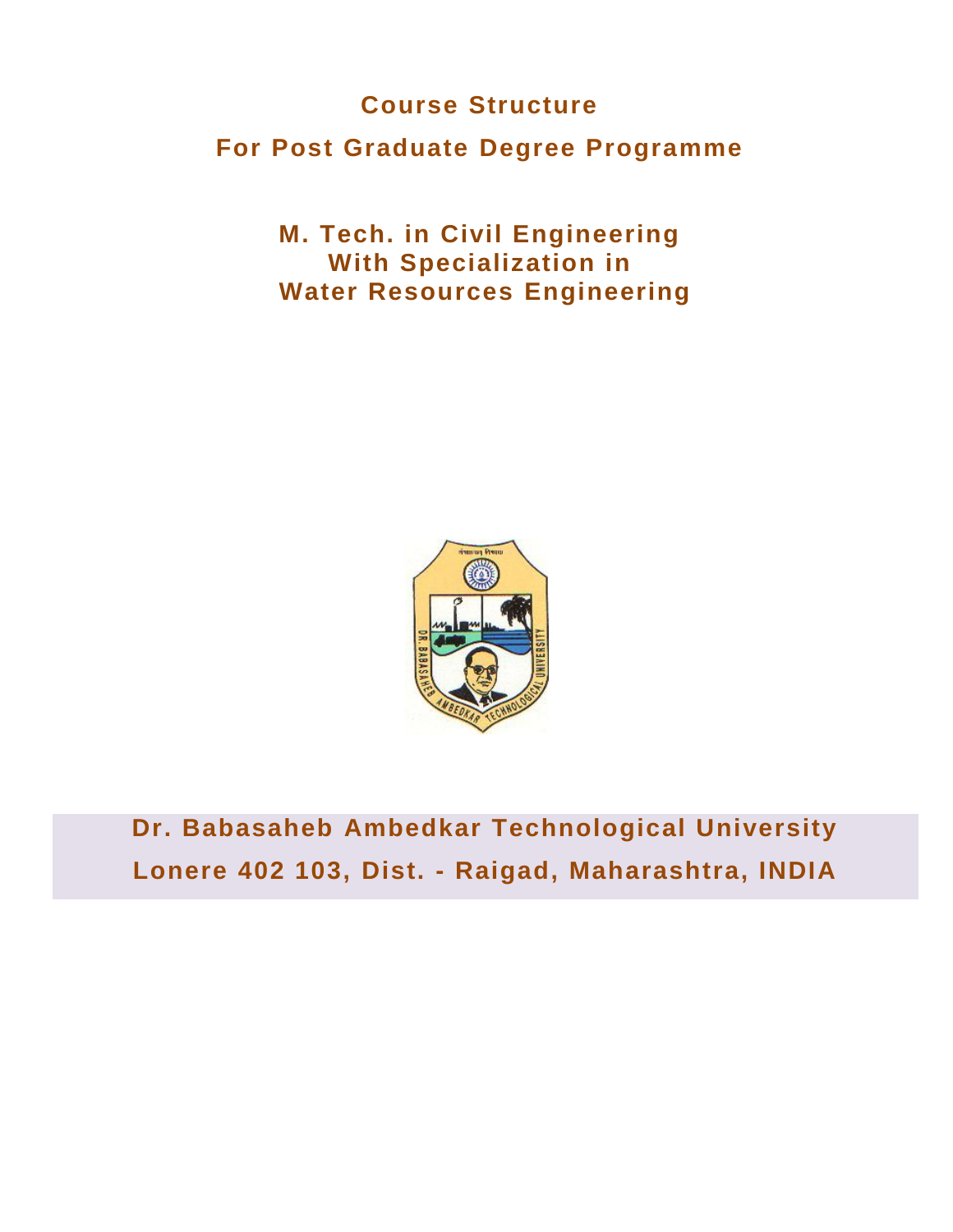# Course Structure

## For Post Graduate Degree Programme

### M. Tech. in Civil Engineering
### With Specialization in
### Water Resources Engineering

**Dr. Babasaheb Ambedkar Technological University**

**Lonere 402 103, Dist. - Raigad, Maharashtra, INDIA**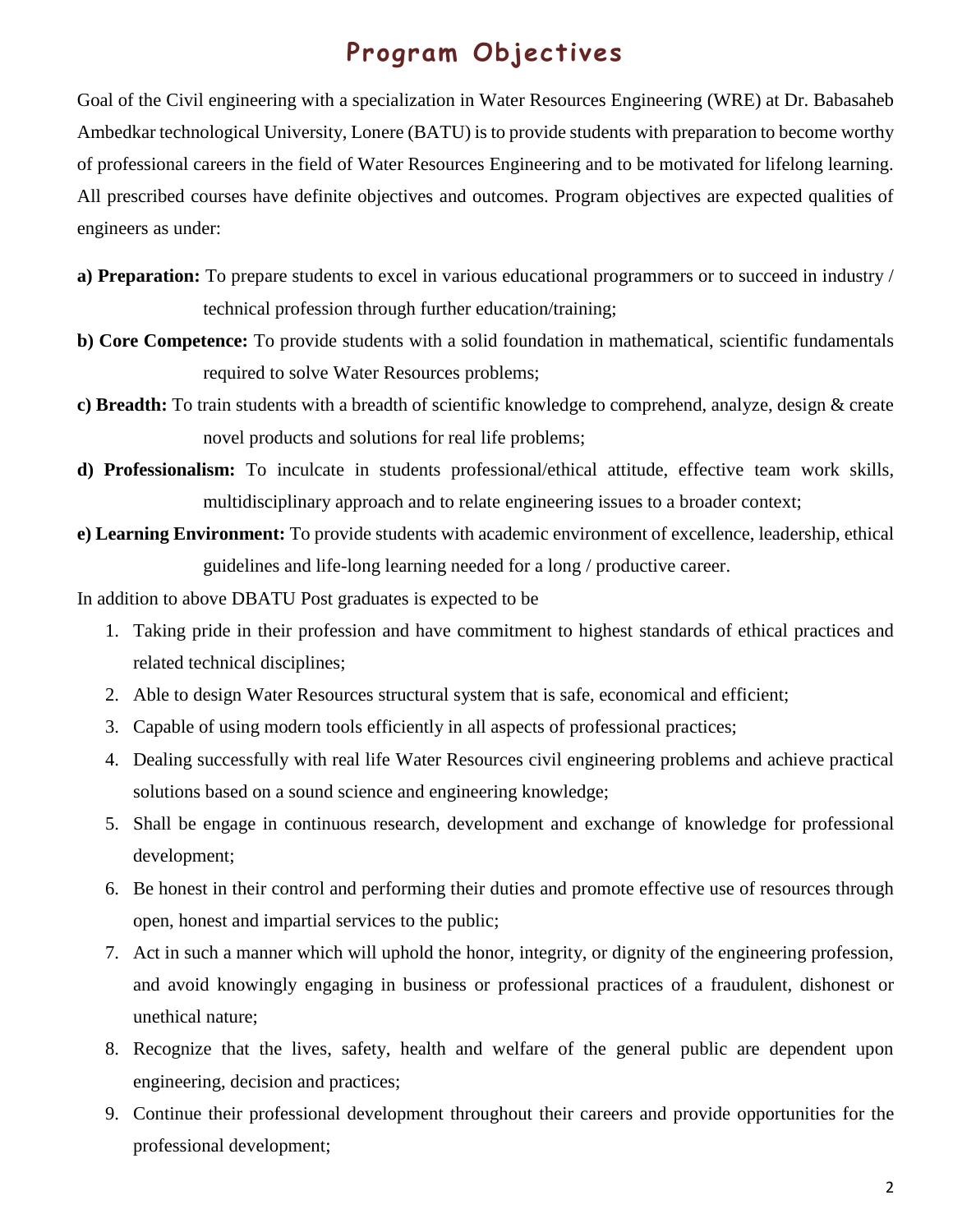# Program Objectives

Goal of the Civil engineering with a specialization in Water Resources Engineering (WRE) at Dr. Babasaheb Ambedkar technological University, Lonere (BATU) is to provide students with preparation to become worthy of professional careers in the field of Water Resources Engineering and to be motivated for lifelong learning. All prescribed courses have definite objectives and outcomes. Program objectives are expected qualities of engineers as under:

**a) Preparation:** To prepare students to excel in various educational programmers or to succeed in industry / technical profession through further education/training;

**b) Core Competence:** To provide students with a solid foundation in mathematical, scientific fundamentals required to solve Water Resources problems;

**c) Breadth:** To train students with a breadth of scientific knowledge to comprehend, analyze, design & create novel products and solutions for real life problems;

**d) Professionalism:** To inculcate in students professional/ethical attitude, effective team work skills, multidisciplinary approach and to relate engineering issues to a broader context;

**e) Learning Environment:** To provide students with academic environment of excellence, leadership, ethical guidelines and life-long learning needed for a long / productive career.

In addition to above DBATU Post graduates is expected to be

1. Taking pride in their profession and have commitment to highest standards of ethical practices and related technical disciplines;
2. Able to design Water Resources structural system that is safe, economical and efficient;
3. Capable of using modern tools efficiently in all aspects of professional practices;
4. Dealing successfully with real life Water Resources civil engineering problems and achieve practical solutions based on a sound science and engineering knowledge;
5. Shall be engage in continuous research, development and exchange of knowledge for professional development;
6. Be honest in their control and performing their duties and promote effective use of resources through open, honest and impartial services to the public;
7. Act in such a manner which will uphold the honor, integrity, or dignity of the engineering profession, and avoid knowingly engaging in business or professional practices of a fraudulent, dishonest or unethical nature;
8. Recognize that the lives, safety, health and welfare of the general public are dependent upon engineering, decision and practices;
9. Continue their professional development throughout their careers and provide opportunities for the professional development;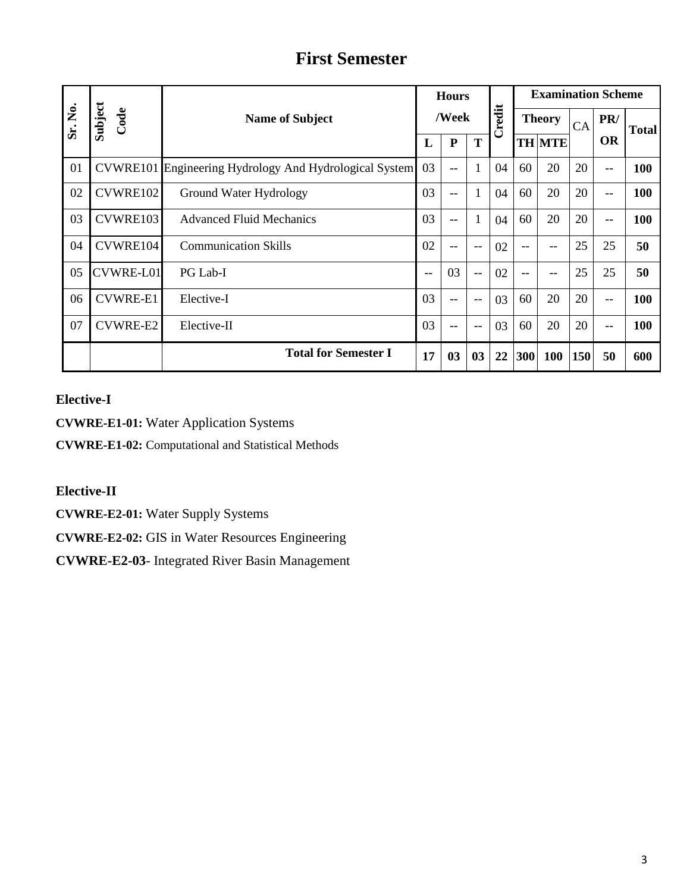# First Semester

| Sr. No. | Subject Code | Name of Subject | Hours /Week | | | Credit | Examination Scheme | | | | |
|---|---|---|---|---|---|---|---|---|---|---|---|
| | | | | | | | Theory | | CA | PR/ OR | Total |
| | | | L | P | T | | TH | MTE | | | |
| 01 | CVWRE101 | Engineering Hydrology And Hydrological System | 03 | -- | 1 | 04 | 60 | 20 | 20 | -- | **100** |
| 02 | CVWRE102 | Ground Water Hydrology | 03 | -- | 1 | 04 | 60 | 20 | 20 | -- | **100** |
| 03 | CVWRE103 | Advanced Fluid Mechanics | 03 | -- | 1 | 04 | 60 | 20 | 20 | -- | **100** |
| 04 | CVWRE104 | Communication Skills | 02 | -- | -- | 02 | -- | -- | 25 | 25 | **50** |
| 05 | CVWRE-L01 | PG Lab-I | -- | 03 | -- | 02 | -- | -- | 25 | 25 | **50** |
| 06 | CVWRE-E1 | Elective-I | 03 | -- | -- | 03 | 60 | 20 | 20 | -- | **100** |
| 07 | CVWRE-E2 | Elective-II | 03 | -- | -- | 03 | 60 | 20 | 20 | -- | **100** |
| | | **Total for Semester I** | **17** | **03** | **03** | **22** | **300** | **100** | **150** | **50** | **600** |

**Elective-I**

**CVWRE-E1-01:** Water Application Systems

**CVWRE-E1-02:** Computational and Statistical Methods

**Elective-II**

**CVWRE-E2-01:** Water Supply Systems

**CVWRE-E2-02:** GIS in Water Resources Engineering

**CVWRE-E2-03**- Integrated River Basin Management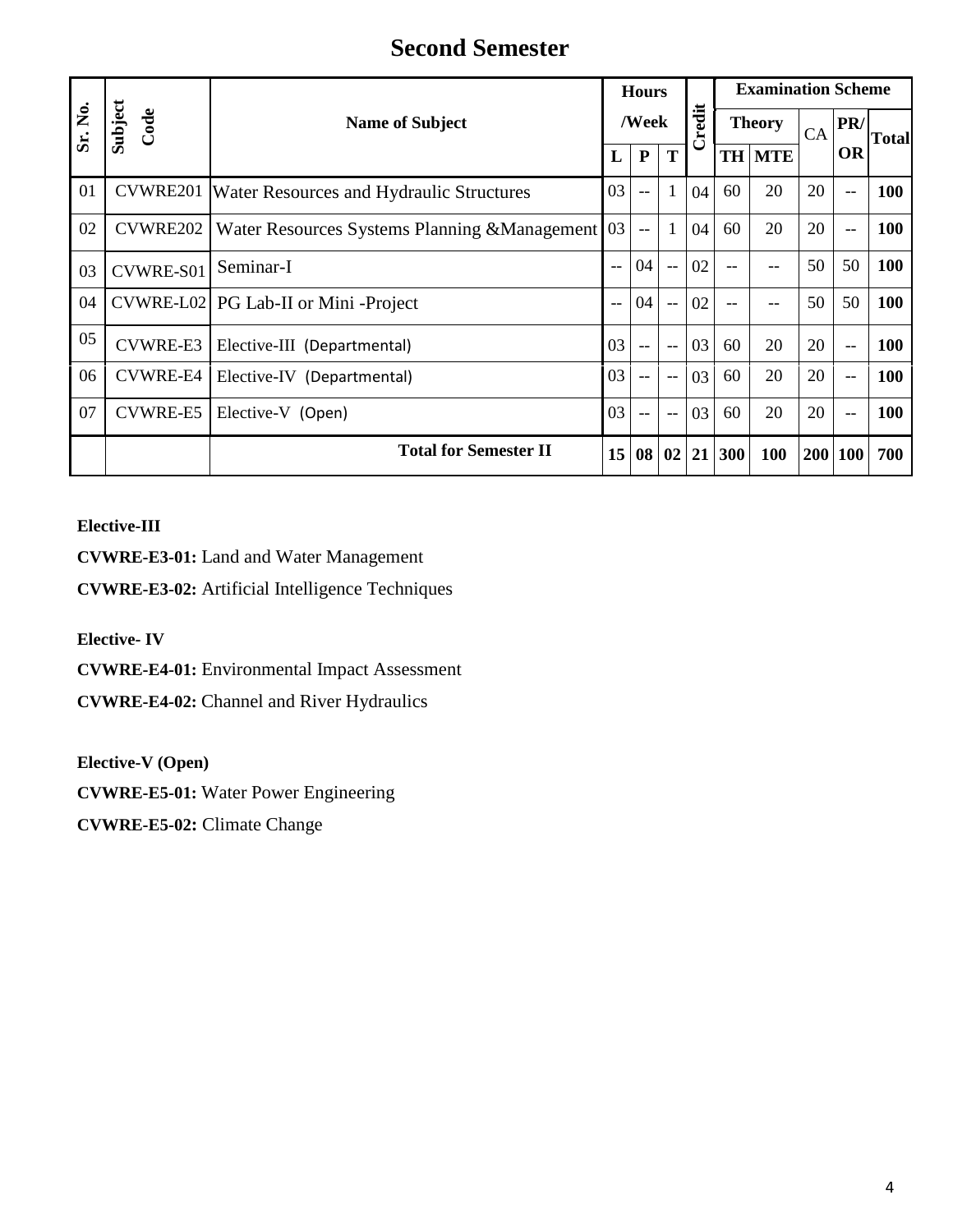# Second Semester

| Sr. No. | Subject Code | Name of Subject | Hours /Week | | | Credit | Examination Scheme | | | | |
|---|---|---|---|---|---|---|---|---|---|---|---|
| | | | | | | | Theory | | CA | PR/ OR | Total |
| | | | L | P | T | | TH | MTE | | | |
| 01 | CVWRE201 | Water Resources and Hydraulic Structures | 03 | -- | 1 | 04 | 60 | 20 | 20 | -- | **100** |
| 02 | CVWRE202 | Water Resources Systems Planning &Management | 03 | -- | 1 | 04 | 60 | 20 | 20 | -- | **100** |
| 03 | CVWRE-S01 | Seminar-I | -- | 04 | -- | 02 | -- | -- | 50 | 50 | **100** |
| 04 | CVWRE-L02 | PG Lab-II or Mini -Project | -- | 04 | -- | 02 | -- | -- | 50 | 50 | **100** |
| 05 | CVWRE-E3 | Elective-III (Departmental) | 03 | -- | -- | 03 | 60 | 20 | 20 | -- | **100** |
| 06 | CVWRE-E4 | Elective-IV (Departmental) | 03 | -- | -- | 03 | 60 | 20 | 20 | -- | **100** |
| 07 | CVWRE-E5 | Elective-V (Open) | 03 | -- | -- | 03 | 60 | 20 | 20 | -- | **100** |
| | | **Total for Semester II** | **15** | **08** | **02** | **21** | **300** | **100** | **200** | **100** | **700** |

**Elective-III**

**CVWRE-E3-01:** Land and Water Management

**CVWRE-E3-02:** Artificial Intelligence Techniques

**Elective- IV**

**CVWRE-E4-01:** Environmental Impact Assessment

**CVWRE-E4-02:** Channel and River Hydraulics

**Elective-V (Open)**

**CVWRE-E5-01:** Water Power Engineering

**CVWRE-E5-02:** Climate Change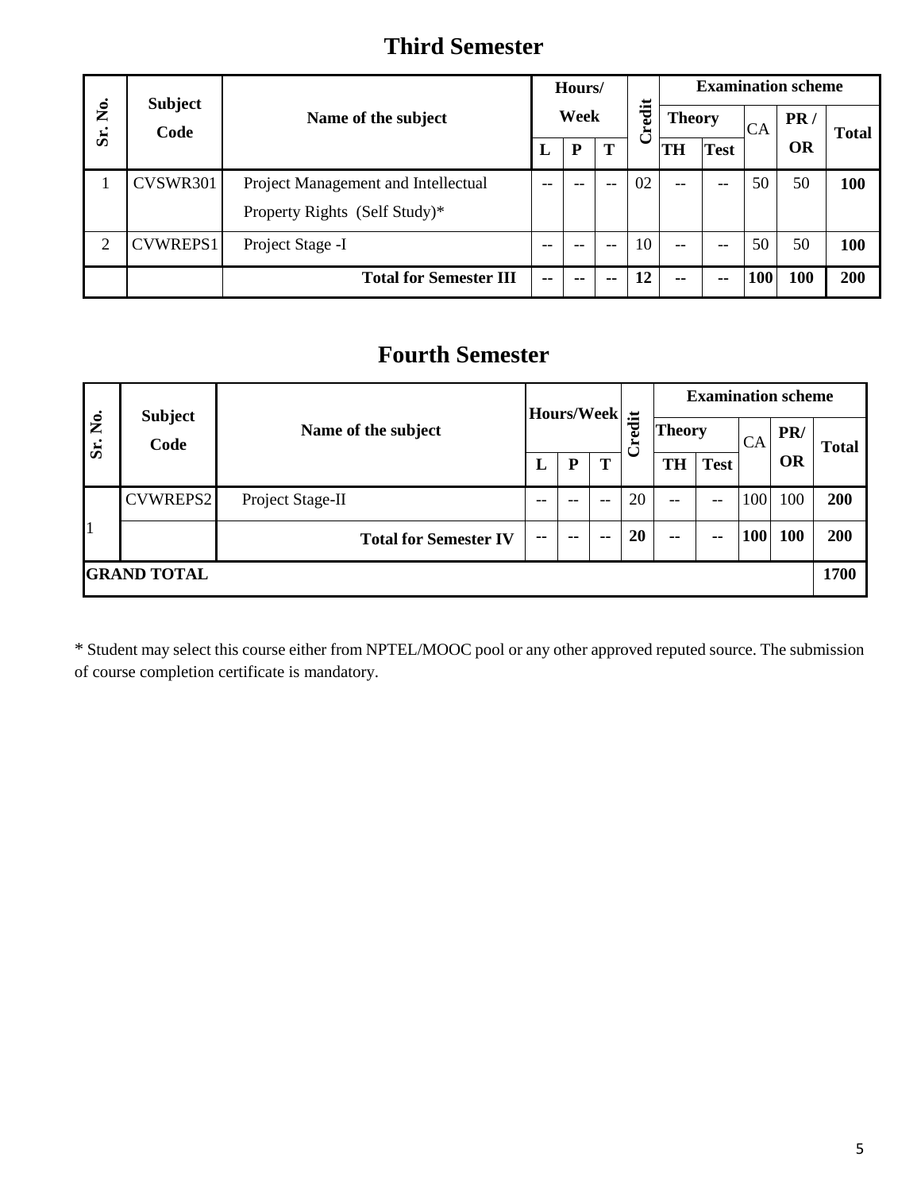# Third Semester

| Sr. No. | Subject Code | Name of the subject | Hours/ Week | | | Credit | Examination scheme | | | | |
|---|---|---|---|---|---|---|---|---|---|---|---|
| | | | | | | | Theory | | CA | PR / OR | Total |
| | | | L | P | T | | TH | Test | | | |
| 1 | CVSWR301 | Project Management and Intellectual Property Rights (Self Study)* | -- | -- | -- | 02 | -- | -- | 50 | 50 | **100** |
| 2 | CVWREPS1 | Project Stage -I | -- | -- | -- | 10 | -- | -- | 50 | 50 | **100** |
| | | **Total for Semester III** | **--** | **--** | **--** | **12** | **--** | **--** | **100** | **100** | **200** |

# Fourth Semester

| Sr. No. | Subject Code | Name of the subject | Hours/Week | | | Credit | Examination scheme | | | | |
|---|---|---|---|---|---|---|---|---|---|---|---|
| | | | | | | | Theory | | CA | PR/ OR | Total |
| | | | L | P | T | | TH | Test | | | |
| 1 | CVWREPS2 | Project Stage-II | -- | -- | -- | 20 | -- | -- | 100 | 100 | **200** |
| | | **Total for Semester IV** | **--** | **--** | **--** | **20** | **--** | **--** | **100** | **100** | **200** |
| **GRAND TOTAL** | | | | | | | | | | | **1700** |

* Student may select this course either from NPTEL/MOOC pool or any other approved reputed source. The submission of course completion certificate is mandatory.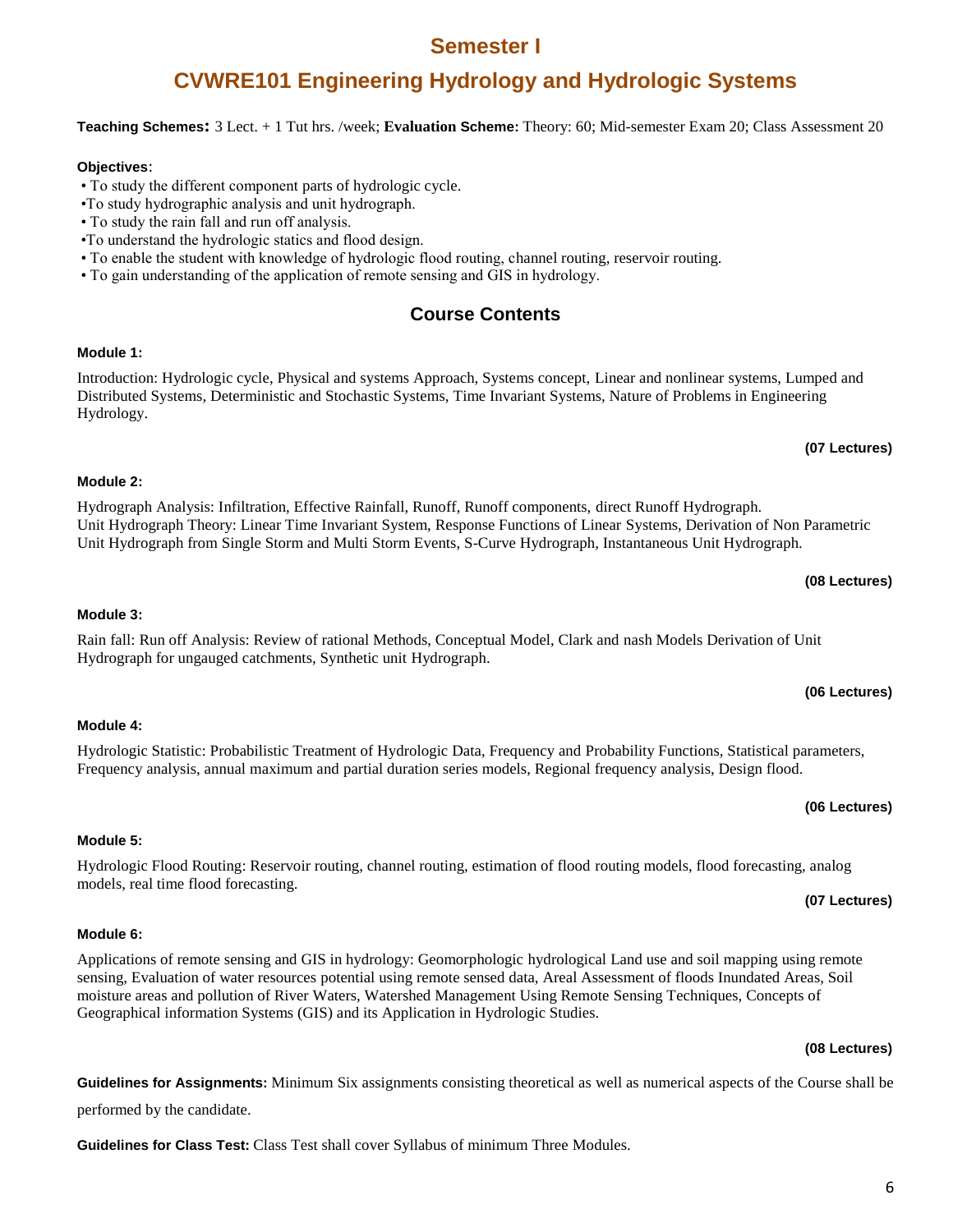# Semester I

## CVWRE101 Engineering Hydrology and Hydrologic Systems

**Teaching Schemes:** 3 Lect. + 1 Tut hrs. /week; **Evaluation Scheme:** Theory: 60; Mid-semester Exam 20; Class Assessment 20

**Objectives**:

- To study the different component parts of hydrologic cycle.
- To study hydrographic analysis and unit hydrograph.
- To study the rain fall and run off analysis.
- To understand the hydrologic statics and flood design.
- To enable the student with knowledge of hydrologic flood routing, channel routing, reservoir routing.
- To gain understanding of the application of remote sensing and GIS in hydrology.

### Course Contents

**Module 1:**

Introduction: Hydrologic cycle, Physical and systems Approach, Systems concept, Linear and nonlinear systems, Lumped and Distributed Systems, Deterministic and Stochastic Systems, Time Invariant Systems, Nature of Problems in Engineering Hydrology.

**(07 Lectures)**

**Module 2:**

Hydrograph Analysis: Infiltration, Effective Rainfall, Runoff, Runoff components, direct Runoff Hydrograph.
Unit Hydrograph Theory: Linear Time Invariant System, Response Functions of Linear Systems, Derivation of Non Parametric Unit Hydrograph from Single Storm and Multi Storm Events, S-Curve Hydrograph, Instantaneous Unit Hydrograph.

**(08 Lectures)**

**Module 3:**

Rain fall: Run off Analysis: Review of rational Methods, Conceptual Model, Clark and nash Models Derivation of Unit Hydrograph for ungauged catchments, Synthetic unit Hydrograph.

**(06 Lectures)**

**Module 4:**

Hydrologic Statistic: Probabilistic Treatment of Hydrologic Data, Frequency and Probability Functions, Statistical parameters, Frequency analysis, annual maximum and partial duration series models, Regional frequency analysis, Design flood.

**(06 Lectures)**

**Module 5:**

Hydrologic Flood Routing: Reservoir routing, channel routing, estimation of flood routing models, flood forecasting, analog models, real time flood forecasting.

**(07 Lectures)**

**Module 6:**

Applications of remote sensing and GIS in hydrology: Geomorphologic hydrological Land use and soil mapping using remote sensing, Evaluation of water resources potential using remote sensed data, Areal Assessment of floods Inundated Areas, Soil moisture areas and pollution of River Waters, Watershed Management Using Remote Sensing Techniques, Concepts of Geographical information Systems (GIS) and its Application in Hydrologic Studies.

**(08 Lectures)**

**Guidelines for Assignments:** Minimum Six assignments consisting theoretical as well as numerical aspects of the Course shall be performed by the candidate.

**Guidelines for Class Test:** Class Test shall cover Syllabus of minimum Three Modules.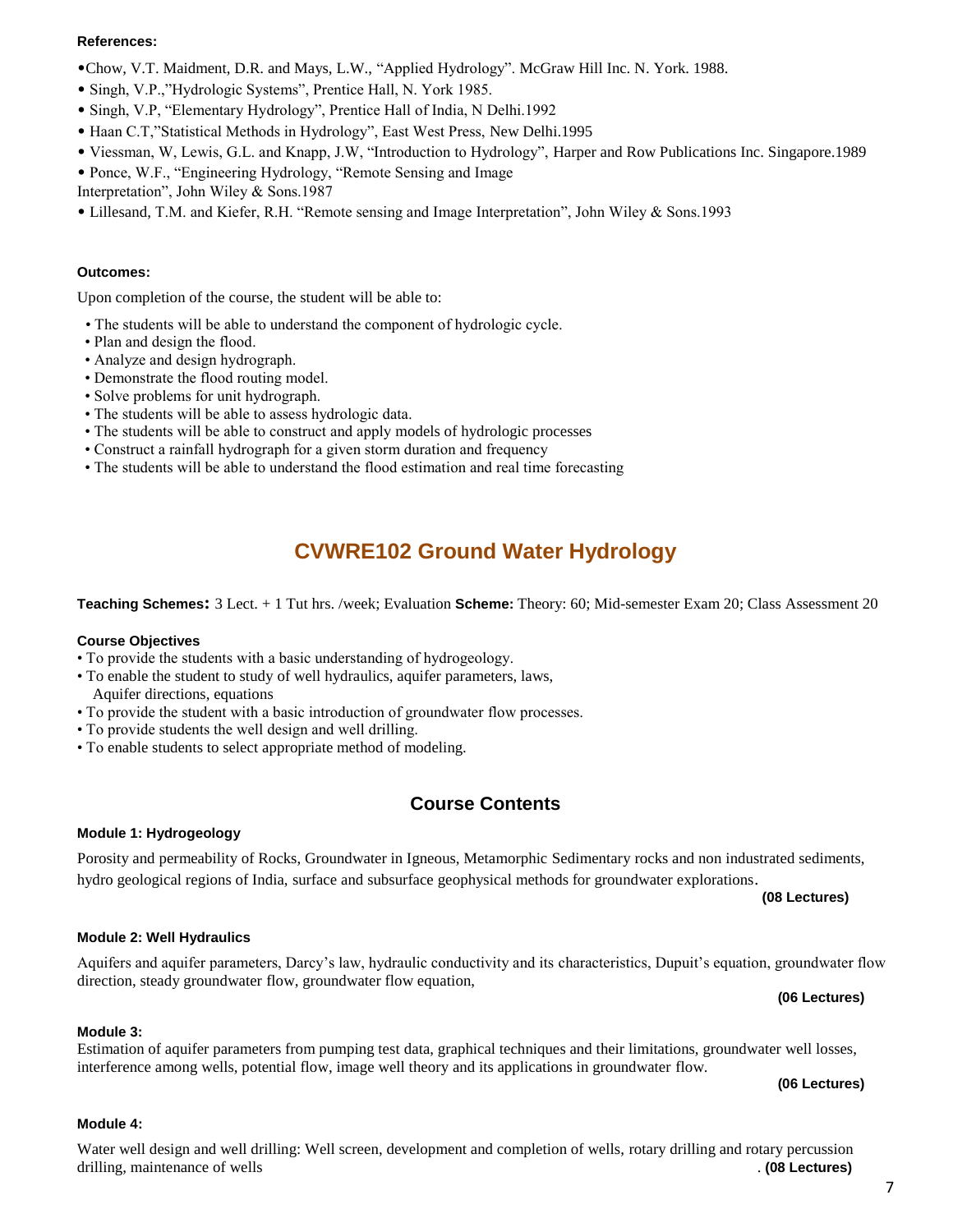**References:**

- Chow, V.T. Maidment, D.R. and Mays, L.W., "Applied Hydrology". McGraw Hill Inc. N. York. 1988.
- Singh, V.P.,"Hydrologic Systems", Prentice Hall, N. York 1985.
- Singh, V.P, "Elementary Hydrology", Prentice Hall of India, N Delhi.1992
- Haan C.T,"Statistical Methods in Hydrology", East West Press, New Delhi.1995
- Viessman, W, Lewis, G.L. and Knapp, J.W, "Introduction to Hydrology", Harper and Row Publications Inc. Singapore.1989
- Ponce, W.F., "Engineering Hydrology, "Remote Sensing and Image Interpretation", John Wiley & Sons.1987
- Lillesand, T.M. and Kiefer, R.H. "Remote sensing and Image Interpretation", John Wiley & Sons.1993

**Outcomes:**

Upon completion of the course, the student will be able to:

- The students will be able to understand the component of hydrologic cycle.
- Plan and design the flood.
- Analyze and design hydrograph.
- Demonstrate the flood routing model.
- Solve problems for unit hydrograph.
- The students will be able to assess hydrologic data.
- The students will be able to construct and apply models of hydrologic processes
- Construct a rainfall hydrograph for a given storm duration and frequency
- The students will be able to understand the flood estimation and real time forecasting

# CVWRE102 Ground Water Hydrology

**Teaching Schemes:** 3 Lect. + 1 Tut hrs. /week; Evaluation **Scheme:** Theory: 60; Mid-semester Exam 20; Class Assessment 20

**Course Objectives**

- To provide the students with a basic understanding of hydrogeology.
- To enable the student to study of well hydraulics, aquifer parameters, laws, Aquifer directions, equations
- To provide the student with a basic introduction of groundwater flow processes.
- To provide students the well design and well drilling.
- To enable students to select appropriate method of modeling.

## Course Contents

**Module 1: Hydrogeology**

Porosity and permeability of Rocks, Groundwater in Igneous, Metamorphic Sedimentary rocks and non industrated sediments, hydro geological regions of India, surface and subsurface geophysical methods for groundwater explorations.

**(08 Lectures)**

**Module 2: Well Hydraulics**

Aquifers and aquifer parameters, Darcy's law, hydraulic conductivity and its characteristics, Dupuit's equation, groundwater flow direction, steady groundwater flow, groundwater flow equation,

**(06 Lectures)**

**Module 3:**

Estimation of aquifer parameters from pumping test data, graphical techniques and their limitations, groundwater well losses, interference among wells, potential flow, image well theory and its applications in groundwater flow.

**(06 Lectures)**

**Module 4:**

Water well design and well drilling: Well screen, development and completion of wells, rotary drilling and rotary percussion drilling, maintenance of wells . **(08 Lectures)**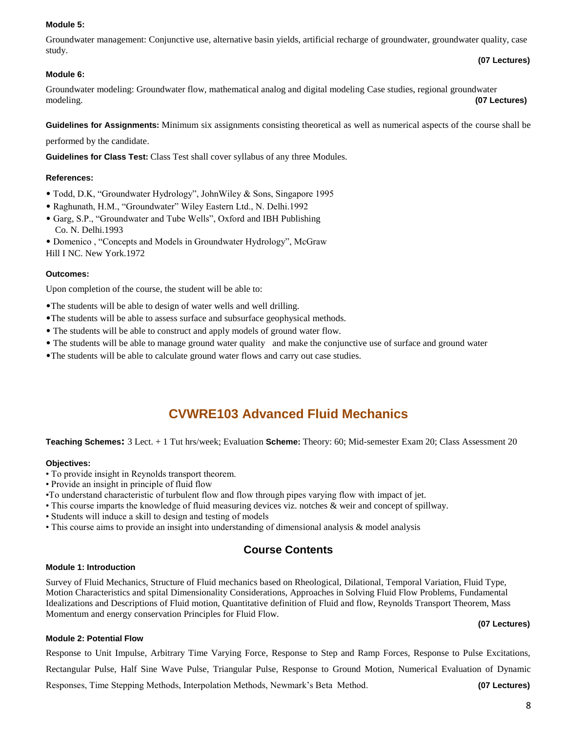**Module 5:**

Groundwater management: Conjunctive use, alternative basin yields, artificial recharge of groundwater, groundwater quality, case study.

**(07 Lectures)**

**Module 6:**

Groundwater modeling: Groundwater flow, mathematical analog and digital modeling Case studies, regional groundwater modeling. **(07 Lectures)**

**Guidelines for Assignments:** Minimum six assignments consisting theoretical as well as numerical aspects of the course shall be performed by the candidate.

**Guidelines for Class Test:** Class Test shall cover syllabus of any three Modules.

**References:**

- Todd, D.K, "Groundwater Hydrology", JohnWiley & Sons, Singapore 1995
- Raghunath, H.M., "Groundwater" Wiley Eastern Ltd., N. Delhi.1992
- Garg, S.P., "Groundwater and Tube Wells", Oxford and IBH Publishing Co. N. Delhi.1993
- Domenico , "Concepts and Models in Groundwater Hydrology", McGraw Hill I NC. New York.1972

**Outcomes:**

Upon completion of the course, the student will be able to:

- The students will be able to design of water wells and well drilling.
- The students will be able to assess surface and subsurface geophysical methods.
- The students will be able to construct and apply models of ground water flow.
- The students will be able to manage ground water quality and make the conjunctive use of surface and ground water
- The students will be able to calculate ground water flows and carry out case studies.

# CVWRE103 Advanced Fluid Mechanics

**Teaching Schemes:** 3 Lect. + 1 Tut hrs/week; Evaluation **Scheme:** Theory: 60; Mid-semester Exam 20; Class Assessment 20

**Objectives:**

- To provide insight in Reynolds transport theorem.
- Provide an insight in principle of fluid flow
- To understand characteristic of turbulent flow and flow through pipes varying flow with impact of jet.
- This course imparts the knowledge of fluid measuring devices viz. notches & weir and concept of spillway.
- Students will induce a skill to design and testing of models
- This course aims to provide an insight into understanding of dimensional analysis & model analysis

## Course Contents

**Module 1: Introduction**

Survey of Fluid Mechanics, Structure of Fluid mechanics based on Rheological, Dilational, Temporal Variation, Fluid Type, Motion Characteristics and spital Dimensionality Considerations, Approaches in Solving Fluid Flow Problems, Fundamental Idealizations and Descriptions of Fluid motion, Quantitative definition of Fluid and flow, Reynolds Transport Theorem, Mass Momentum and energy conservation Principles for Fluid Flow.

**(07 Lectures)**

**Module 2: Potential Flow**

Response to Unit Impulse, Arbitrary Time Varying Force, Response to Step and Ramp Forces, Response to Pulse Excitations, Rectangular Pulse, Half Sine Wave Pulse, Triangular Pulse, Response to Ground Motion, Numerical Evaluation of Dynamic Responses, Time Stepping Methods, Interpolation Methods, Newmark's Beta Method. **(07 Lectures)**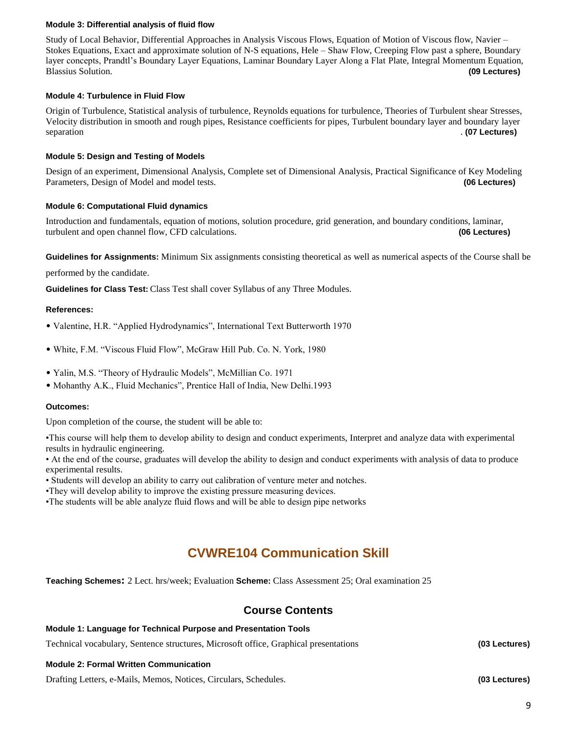#### Module 3: Differential analysis of fluid flow

Study of Local Behavior, Differential Approaches in Analysis Viscous Flows, Equation of Motion of Viscous flow, Navier – Stokes Equations, Exact and approximate solution of N-S equations, Hele – Shaw Flow, Creeping Flow past a sphere, Boundary layer concepts, Prandtl's Boundary Layer Equations, Laminar Boundary Layer Along a Flat Plate, Integral Momentum Equation, Blassius Solution. **(09 Lectures)**

#### Module 4: Turbulence in Fluid Flow

Origin of Turbulence, Statistical analysis of turbulence, Reynolds equations for turbulence, Theories of Turbulent shear Stresses, Velocity distribution in smooth and rough pipes, Resistance coefficients for pipes, Turbulent boundary layer and boundary layer separation . **(07 Lectures)**

#### Module 5: Design and Testing of Models

Design of an experiment, Dimensional Analysis, Complete set of Dimensional Analysis, Practical Significance of Key Modeling Parameters, Design of Model and model tests. **(06 Lectures)**

#### Module 6: Computational Fluid dynamics

Introduction and fundamentals, equation of motions, solution procedure, grid generation, and boundary conditions, laminar, turbulent and open channel flow, CFD calculations. **(06 Lectures)**

**Guidelines for Assignments:** Minimum Six assignments consisting theoretical as well as numerical aspects of the Course shall be performed by the candidate.

**Guidelines for Class Test:** Class Test shall cover Syllabus of any Three Modules.

#### References:

- Valentine, H.R. "Applied Hydrodynamics", International Text Butterworth 1970
- White, F.M. "Viscous Fluid Flow", McGraw Hill Pub. Co. N. York, 1980
- Yalin, M.S. "Theory of Hydraulic Models", McMillian Co. 1971
- Mohanthy A.K., Fluid Mechanics", Prentice Hall of India, New Delhi.1993

#### Outcomes:

Upon completion of the course, the student will be able to:

- This course will help them to develop ability to design and conduct experiments, Interpret and analyze data with experimental results in hydraulic engineering.
- At the end of the course, graduates will develop the ability to design and conduct experiments with analysis of data to produce experimental results.
- Students will develop an ability to carry out calibration of venture meter and notches.
- They will develop ability to improve the existing pressure measuring devices.
- The students will be able analyze fluid flows and will be able to design pipe networks

## CVWRE104 Communication Skill

**Teaching Schemes:** 2 Lect. hrs/week; Evaluation **Scheme:** Class Assessment 25; Oral examination 25

### Course Contents

#### Module 1: Language for Technical Purpose and Presentation Tools

Technical vocabulary, Sentence structures, Microsoft office, Graphical presentations **(03 Lectures)**

#### Module 2: Formal Written Communication

Drafting Letters, e-Mails, Memos, Notices, Circulars, Schedules. **(03 Lectures)**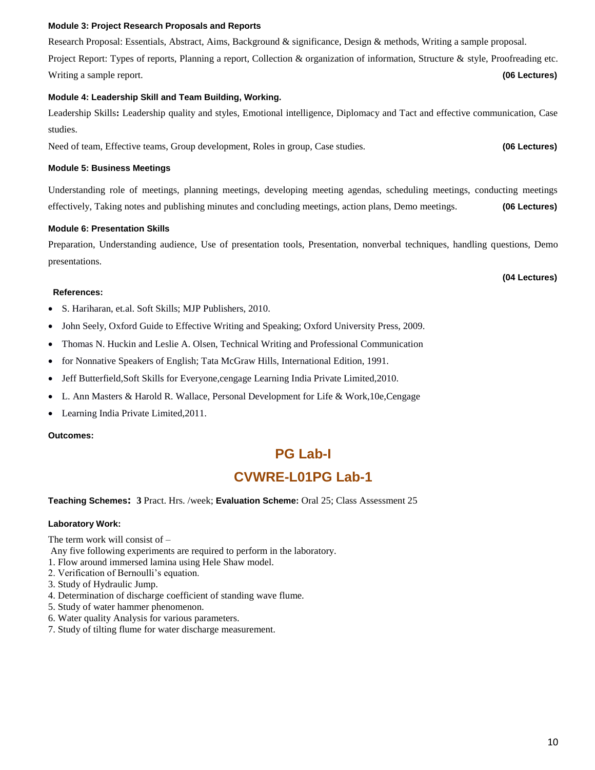**Module 3: Project Research Proposals and Reports**

Research Proposal: Essentials, Abstract, Aims, Background & significance, Design & methods, Writing a sample proposal.

Project Report: Types of reports, Planning a report, Collection & organization of information, Structure & style, Proofreading etc. Writing a sample report. **(06 Lectures)**

**Module 4: Leadership Skill and Team Building, Working.**

Leadership Skills**:** Leadership quality and styles, Emotional intelligence, Diplomacy and Tact and effective communication, Case studies.

Need of team, Effective teams, Group development, Roles in group, Case studies. **(06 Lectures)**

**Module 5: Business Meetings**

Understanding role of meetings, planning meetings, developing meeting agendas, scheduling meetings, conducting meetings effectively, Taking notes and publishing minutes and concluding meetings, action plans, Demo meetings. **(06 Lectures)**

**Module 6: Presentation Skills**

Preparation, Understanding audience, Use of presentation tools, Presentation, nonverbal techniques, handling questions, Demo presentations.

**(04 Lectures)**

**References:**

- S. Hariharan, et.al. Soft Skills; MJP Publishers, 2010.
- John Seely, Oxford Guide to Effective Writing and Speaking; Oxford University Press, 2009.
- Thomas N. Huckin and Leslie A. Olsen, Technical Writing and Professional Communication
- for Nonnative Speakers of English; Tata McGraw Hills, International Edition, 1991.
- Jeff Butterfield,Soft Skills for Everyone,cengage Learning India Private Limited,2010.
- L. Ann Masters & Harold R. Wallace, Personal Development for Life & Work,10e,Cengage
- Learning India Private Limited,2011.

**Outcomes:**

## PG Lab-I

## CVWRE-L01PG Lab-1

**Teaching Schemes: 3** Pract. Hrs. /week; **Evaluation Scheme:** Oral 25; Class Assessment 25

**Laboratory Work:**

The term work will consist of –

Any five following experiments are required to perform in the laboratory.

1. Flow around immersed lamina using Hele Shaw model.
2. Verification of Bernoulli’s equation.
3. Study of Hydraulic Jump.
4. Determination of discharge coefficient of standing wave flume.
5. Study of water hammer phenomenon.
6. Water quality Analysis for various parameters.
7. Study of tilting flume for water discharge measurement.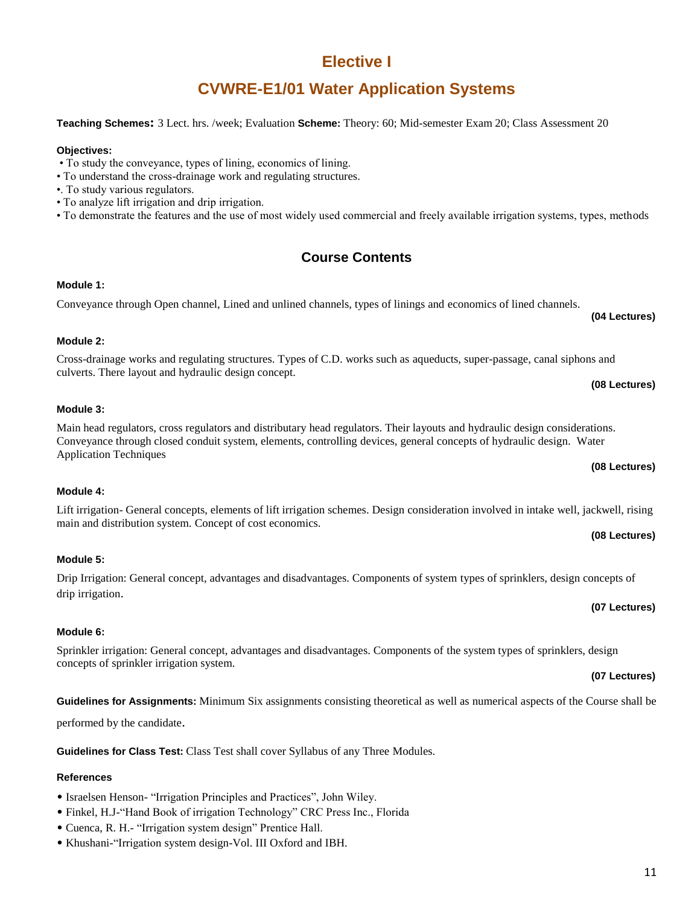# Elective I

## CVWRE-E1/01 Water Application Systems

**Teaching Schemes:** 3 Lect. hrs. /week; Evaluation **Scheme:** Theory: 60; Mid-semester Exam 20; Class Assessment 20

**Objectives:**

- To study the conveyance, types of lining, economics of lining.
- To understand the cross-drainage work and regulating structures.
- . To study various regulators.
- To analyze lift irrigation and drip irrigation.
- To demonstrate the features and the use of most widely used commercial and freely available irrigation systems, types, methods

### Course Contents

**Module 1:**

Conveyance through Open channel, Lined and unlined channels, types of linings and economics of lined channels.

**(04 Lectures)**

**Module 2:**

Cross-drainage works and regulating structures. Types of C.D. works such as aqueducts, super-passage, canal siphons and culverts. There layout and hydraulic design concept.

**(08 Lectures)**

**Module 3:**

Main head regulators, cross regulators and distributary head regulators. Their layouts and hydraulic design considerations. Conveyance through closed conduit system, elements, controlling devices, general concepts of hydraulic design. Water Application Techniques

**(08 Lectures)**

**Module 4:**

Lift irrigation- General concepts, elements of lift irrigation schemes. Design consideration involved in intake well, jackwell, rising main and distribution system. Concept of cost economics.

**(08 Lectures)**

**Module 5:**

Drip Irrigation: General concept, advantages and disadvantages. Components of system types of sprinklers, design concepts of drip irrigation.

**(07 Lectures)**

**Module 6:**

Sprinkler irrigation: General concept, advantages and disadvantages. Components of the system types of sprinklers, design concepts of sprinkler irrigation system.

**(07 Lectures)**

**Guidelines for Assignments:** Minimum Six assignments consisting theoretical as well as numerical aspects of the Course shall be performed by the candidate.

**Guidelines for Class Test:** Class Test shall cover Syllabus of any Three Modules.

**References**

- Israelsen Henson- "Irrigation Principles and Practices", John Wiley.
- Finkel, H.J-"Hand Book of irrigation Technology" CRC Press Inc., Florida
- Cuenca, R. H.- "Irrigation system design" Prentice Hall.
- Khushani-"Irrigation system design-Vol. III Oxford and IBH.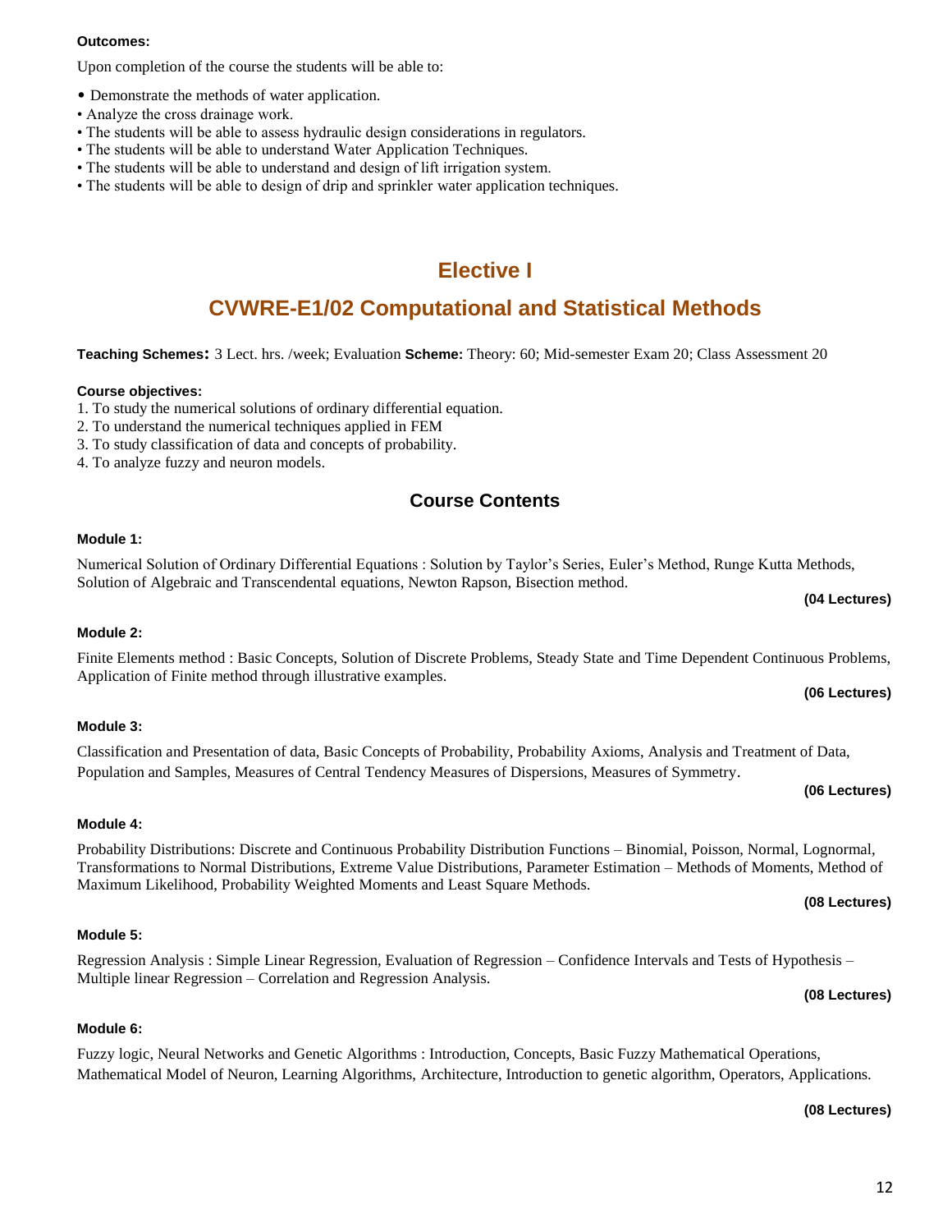**Outcomes:**

Upon completion of the course the students will be able to:

- Demonstrate the methods of water application.
- Analyze the cross drainage work.
- The students will be able to assess hydraulic design considerations in regulators.
- The students will be able to understand Water Application Techniques.
- The students will be able to understand and design of lift irrigation system.
- The students will be able to design of drip and sprinkler water application techniques.

# Elective I

# CVWRE-E1/02 Computational and Statistical Methods

**Teaching Schemes:** 3 Lect. hrs. /week; Evaluation **Scheme:** Theory: 60; Mid-semester Exam 20; Class Assessment 20

**Course objectives:**

1. To study the numerical solutions of ordinary differential equation.
2. To understand the numerical techniques applied in FEM
3. To study classification of data and concepts of probability.
4. To analyze fuzzy and neuron models.

## Course Contents

**Module 1:**

Numerical Solution of Ordinary Differential Equations : Solution by Taylor's Series, Euler's Method, Runge Kutta Methods, Solution of Algebraic and Transcendental equations, Newton Rapson, Bisection method.

**(04 Lectures)**

**Module 2:**

Finite Elements method : Basic Concepts, Solution of Discrete Problems, Steady State and Time Dependent Continuous Problems, Application of Finite method through illustrative examples.

**(06 Lectures)**

**Module 3:**

Classification and Presentation of data, Basic Concepts of Probability, Probability Axioms, Analysis and Treatment of Data, Population and Samples, Measures of Central Tendency Measures of Dispersions, Measures of Symmetry.

**(06 Lectures)**

**Module 4:**

Probability Distributions: Discrete and Continuous Probability Distribution Functions – Binomial, Poisson, Normal, Lognormal, Transformations to Normal Distributions, Extreme Value Distributions, Parameter Estimation – Methods of Moments, Method of Maximum Likelihood, Probability Weighted Moments and Least Square Methods.

**(08 Lectures)**

**Module 5:**

Regression Analysis : Simple Linear Regression, Evaluation of Regression – Confidence Intervals and Tests of Hypothesis – Multiple linear Regression – Correlation and Regression Analysis.

**(08 Lectures)**

**Module 6:**

Fuzzy logic, Neural Networks and Genetic Algorithms : Introduction, Concepts, Basic Fuzzy Mathematical Operations, Mathematical Model of Neuron, Learning Algorithms, Architecture, Introduction to genetic algorithm, Operators, Applications.

**(08 Lectures)**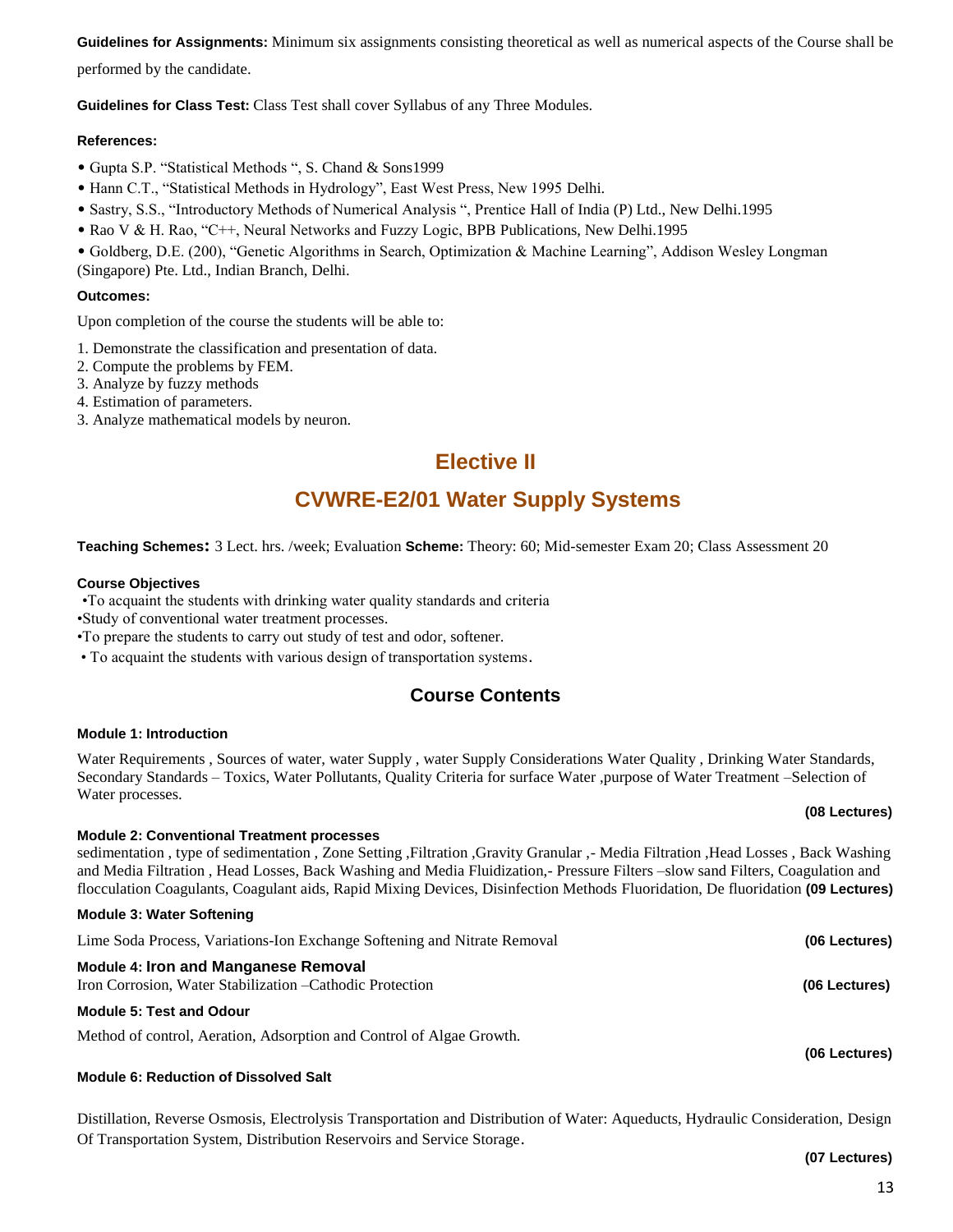**Guidelines for Assignments:** Minimum six assignments consisting theoretical as well as numerical aspects of the Course shall be performed by the candidate.

**Guidelines for Class Test:** Class Test shall cover Syllabus of any Three Modules.

**References:**

- Gupta S.P. "Statistical Methods ", S. Chand & Sons1999
- Hann C.T., "Statistical Methods in Hydrology", East West Press, New 1995 Delhi.
- Sastry, S.S., "Introductory Methods of Numerical Analysis ", Prentice Hall of India (P) Ltd., New Delhi.1995
- Rao V & H. Rao, "C++, Neural Networks and Fuzzy Logic, BPB Publications, New Delhi.1995
- Goldberg, D.E. (200), "Genetic Algorithms in Search, Optimization & Machine Learning", Addison Wesley Longman (Singapore) Pte. Ltd., Indian Branch, Delhi.

**Outcomes:**

Upon completion of the course the students will be able to:

1. Demonstrate the classification and presentation of data.
2. Compute the problems by FEM.
3. Analyze by fuzzy methods
4. Estimation of parameters.
3. Analyze mathematical models by neuron.

## Elective II

## CVWRE-E2/01 Water Supply Systems

**Teaching Schemes:** 3 Lect. hrs. /week; Evaluation **Scheme:** Theory: 60; Mid-semester Exam 20; Class Assessment 20

**Course Objectives**

- To acquaint the students with drinking water quality standards and criteria
- Study of conventional water treatment processes.
- To prepare the students to carry out study of test and odor, softener.
- To acquaint the students with various design of transportation systems.

### Course Contents

**Module 1: Introduction**

Water Requirements , Sources of water, water Supply , water Supply Considerations Water Quality , Drinking Water Standards, Secondary Standards – Toxics, Water Pollutants, Quality Criteria for surface Water ,purpose of Water Treatment –Selection of Water processes.

**(08 Lectures)**

**Module 2: Conventional Treatment processes**

sedimentation , type of sedimentation , Zone Setting ,Filtration ,Gravity Granular ,- Media Filtration ,Head Losses , Back Washing and Media Filtration , Head Losses, Back Washing and Media Fluidization,- Pressure Filters –slow sand Filters, Coagulation and flocculation Coagulants, Coagulant aids, Rapid Mixing Devices, Disinfection Methods Fluoridation, De fluoridation **(09 Lectures)**

**Module 3: Water Softening**

Lime Soda Process, Variations-Ion Exchange Softening and Nitrate Removal **(06 Lectures)**

**Module 4: Iron and Manganese Removal**

Iron Corrosion, Water Stabilization –Cathodic Protection **(06 Lectures)**

**Module 5: Test and Odour**

Method of control, Aeration, Adsorption and Control of Algae Growth.

**(06 Lectures)**

**Module 6: Reduction of Dissolved Salt**

Distillation, Reverse Osmosis, Electrolysis Transportation and Distribution of Water: Aqueducts, Hydraulic Consideration, Design Of Transportation System, Distribution Reservoirs and Service Storage.

**(07 Lectures)**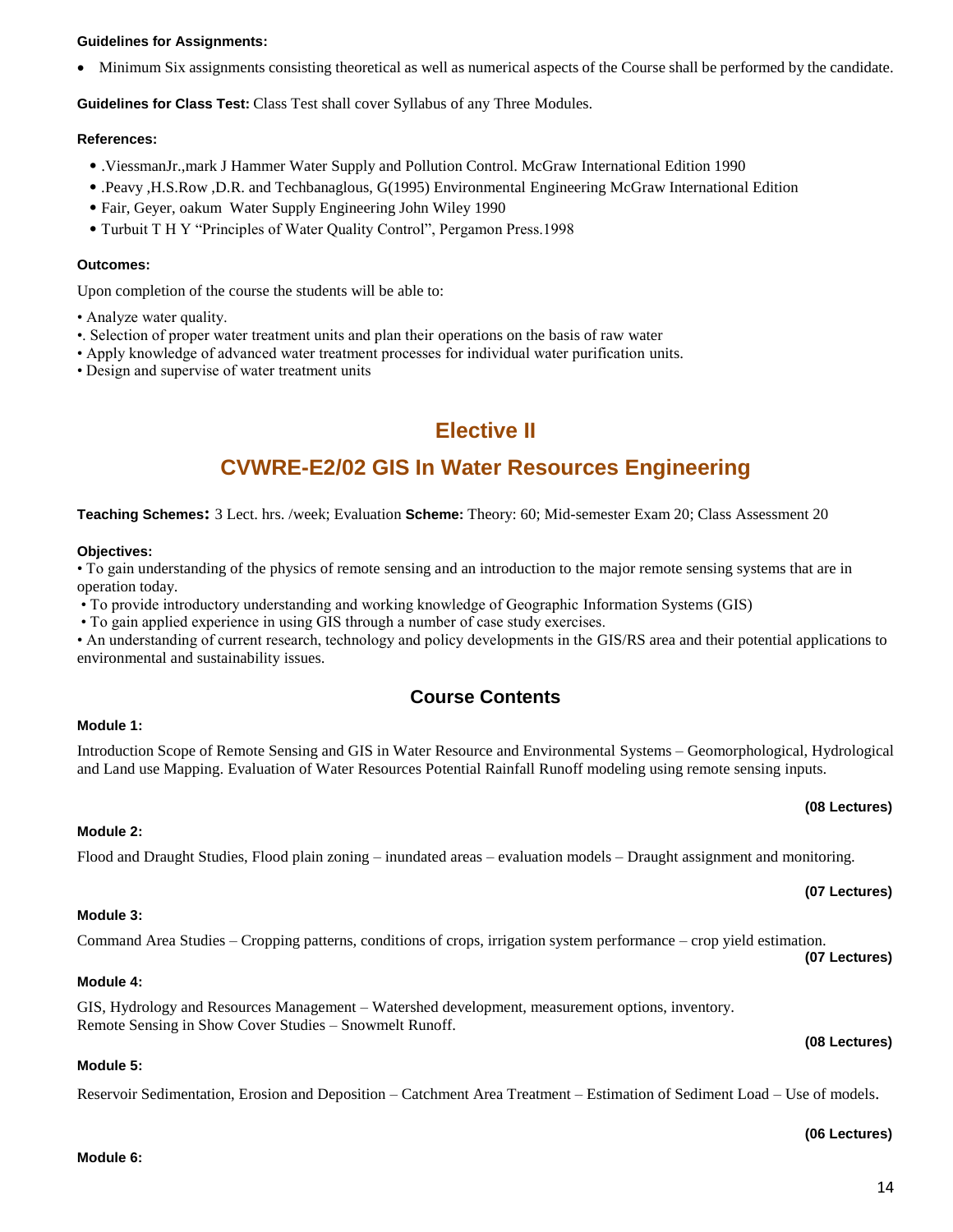**Guidelines for Assignments:**

- Minimum Six assignments consisting theoretical as well as numerical aspects of the Course shall be performed by the candidate.

**Guidelines for Class Test:** Class Test shall cover Syllabus of any Three Modules.

**References:**

- .ViessmanJr.,mark J Hammer Water Supply and Pollution Control. McGraw International Edition 1990
- .Peavy ,H.S.Row ,D.R. and Techbanaglous, G(1995) Environmental Engineering McGraw International Edition
- Fair, Geyer, oakum Water Supply Engineering John Wiley 1990
- Turbuit T H Y "Principles of Water Quality Control", Pergamon Press.1998

**Outcomes:**

Upon completion of the course the students will be able to:

- Analyze water quality.
- . Selection of proper water treatment units and plan their operations on the basis of raw water
- Apply knowledge of advanced water treatment processes for individual water purification units.
- Design and supervise of water treatment units

## Elective II

## CVWRE-E2/02 GIS In Water Resources Engineering

**Teaching Schemes:** 3 Lect. hrs. /week; Evaluation **Scheme:** Theory: 60; Mid-semester Exam 20; Class Assessment 20

**Objectives:**

- To gain understanding of the physics of remote sensing and an introduction to the major remote sensing systems that are in operation today.
- To provide introductory understanding and working knowledge of Geographic Information Systems (GIS)
- To gain applied experience in using GIS through a number of case study exercises.
- An understanding of current research, technology and policy developments in the GIS/RS area and their potential applications to environmental and sustainability issues.

### Course Contents

**Module 1:**

Introduction Scope of Remote Sensing and GIS in Water Resource and Environmental Systems – Geomorphological, Hydrological and Land use Mapping. Evaluation of Water Resources Potential Rainfall Runoff modeling using remote sensing inputs.

**(08 Lectures)**

**Module 2:**

Flood and Draught Studies, Flood plain zoning – inundated areas – evaluation models – Draught assignment and monitoring.

**(07 Lectures)**

**Module 3:**

Command Area Studies – Cropping patterns, conditions of crops, irrigation system performance – crop yield estimation.

**(07 Lectures)**

**Module 4:**

GIS, Hydrology and Resources Management – Watershed development, measurement options, inventory.
Remote Sensing in Show Cover Studies – Snowmelt Runoff.

**(08 Lectures)**

**Module 5:**

Reservoir Sedimentation, Erosion and Deposition – Catchment Area Treatment – Estimation of Sediment Load – Use of models.

**(06 Lectures)**

**Module 6:**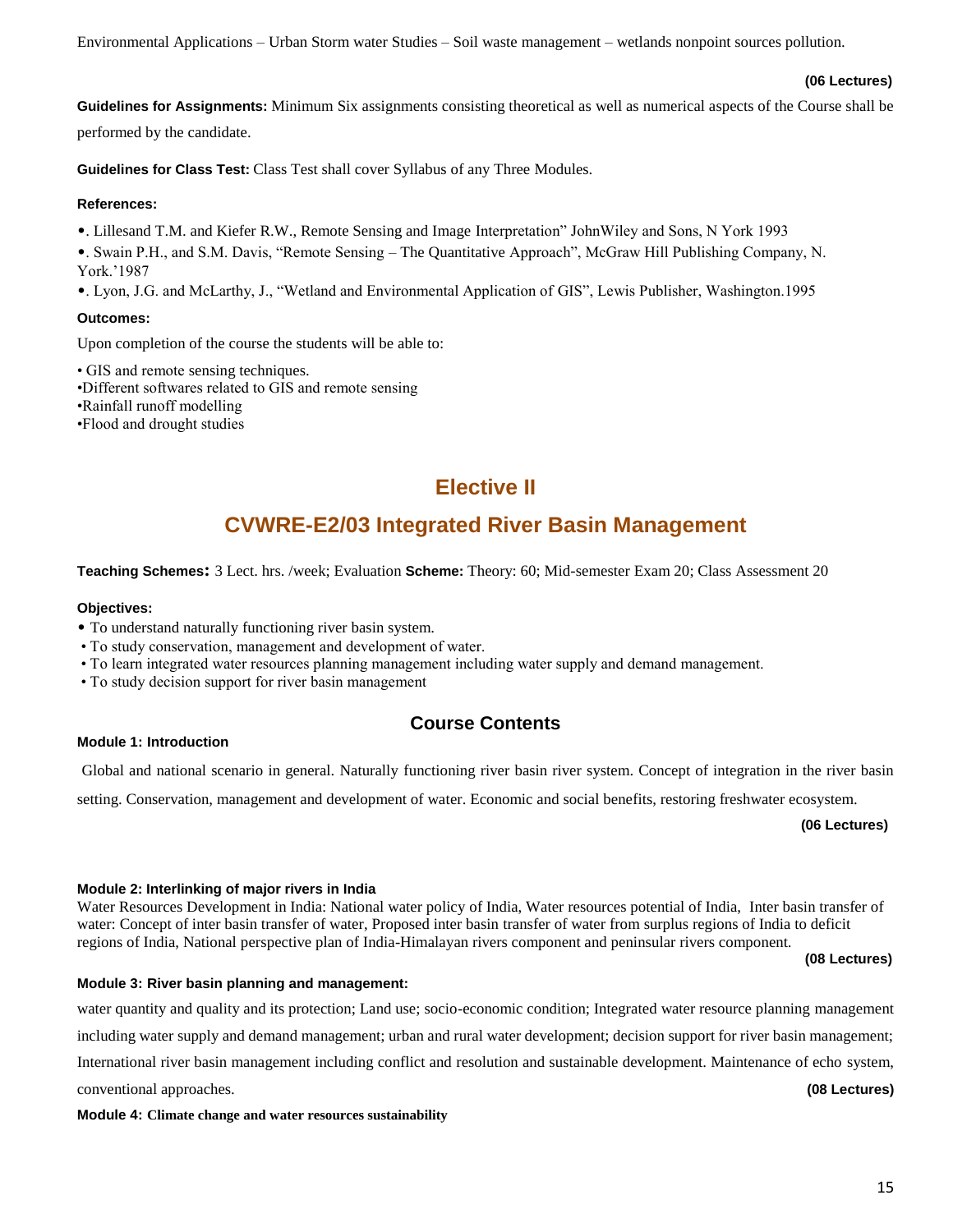Environmental Applications – Urban Storm water Studies – Soil waste management – wetlands nonpoint sources pollution.

**(06 Lectures)**

**Guidelines for Assignments:** Minimum Six assignments consisting theoretical as well as numerical aspects of the Course shall be performed by the candidate.

**Guidelines for Class Test:** Class Test shall cover Syllabus of any Three Modules.

**References:**

- . Lillesand T.M. and Kiefer R.W., Remote Sensing and Image Interpretation" JohnWiley and Sons, N York 1993
- . Swain P.H., and S.M. Davis, "Remote Sensing – The Quantitative Approach", McGraw Hill Publishing Company, N. York.'1987
- . Lyon, J.G. and McLarthy, J., "Wetland and Environmental Application of GIS", Lewis Publisher, Washington.1995

**Outcomes:**

Upon completion of the course the students will be able to:

- GIS and remote sensing techniques.
- Different softwares related to GIS and remote sensing
- Rainfall runoff modelling
- Flood and drought studies

## Elective II

## CVWRE-E2/03 Integrated River Basin Management

**Teaching Schemes:** 3 Lect. hrs. /week; Evaluation **Scheme:** Theory: 60; Mid-semester Exam 20; Class Assessment 20

**Objectives:**

- To understand naturally functioning river basin system.
- To study conservation, management and development of water.
- To learn integrated water resources planning management including water supply and demand management.
- To study decision support for river basin management

### Course Contents

**Module 1: Introduction**

Global and national scenario in general. Naturally functioning river basin river system. Concept of integration in the river basin setting. Conservation, management and development of water. Economic and social benefits, restoring freshwater ecosystem.

**(06 Lectures)**

**Module 2: Interlinking of major rivers in India**

Water Resources Development in India: National water policy of India, Water resources potential of India, Inter basin transfer of water: Concept of inter basin transfer of water, Proposed inter basin transfer of water from surplus regions of India to deficit regions of India, National perspective plan of India-Himalayan rivers component and peninsular rivers component.

**(08 Lectures)**

**Module 3: River basin planning and management:**

water quantity and quality and its protection; Land use; socio-economic condition; Integrated water resource planning management including water supply and demand management; urban and rural water development; decision support for river basin management; International river basin management including conflict and resolution and sustainable development. Maintenance of echo system, conventional approaches.

**(08 Lectures)**

**Module 4: Climate change and water resources sustainability**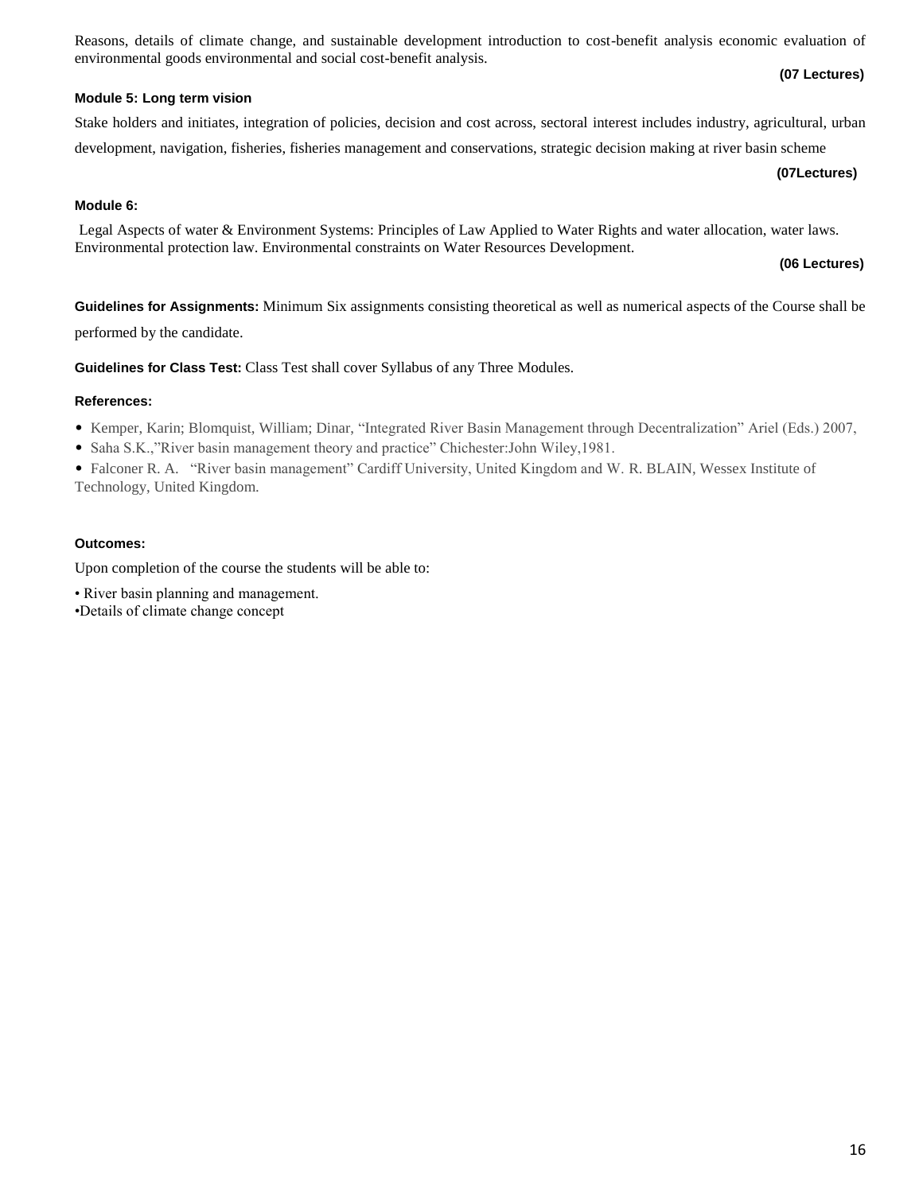Reasons, details of climate change, and sustainable development introduction to cost-benefit analysis economic evaluation of environmental goods environmental and social cost-benefit analysis.

**(07 Lectures)**

**Module 5: Long term vision**

Stake holders and initiates, integration of policies, decision and cost across, sectoral interest includes industry, agricultural, urban development, navigation, fisheries, fisheries management and conservations, strategic decision making at river basin scheme

**(07Lectures)**

**Module 6:**

Legal Aspects of water & Environment Systems: Principles of Law Applied to Water Rights and water allocation, water laws. Environmental protection law. Environmental constraints on Water Resources Development.

**(06 Lectures)**

**Guidelines for Assignments:** Minimum Six assignments consisting theoretical as well as numerical aspects of the Course shall be performed by the candidate.

**Guidelines for Class Test:** Class Test shall cover Syllabus of any Three Modules.

**References:**

- Kemper, Karin; Blomquist, William; Dinar, "Integrated River Basin Management through Decentralization" Ariel (Eds.) 2007,
- Saha S.K.,"River basin management theory and practice" Chichester:John Wiley,1981.
- Falconer R. A. "River basin management" Cardiff University, United Kingdom and W. R. BLAIN, Wessex Institute of Technology, United Kingdom.

**Outcomes:**

Upon completion of the course the students will be able to:

- River basin planning and management.
- Details of climate change concept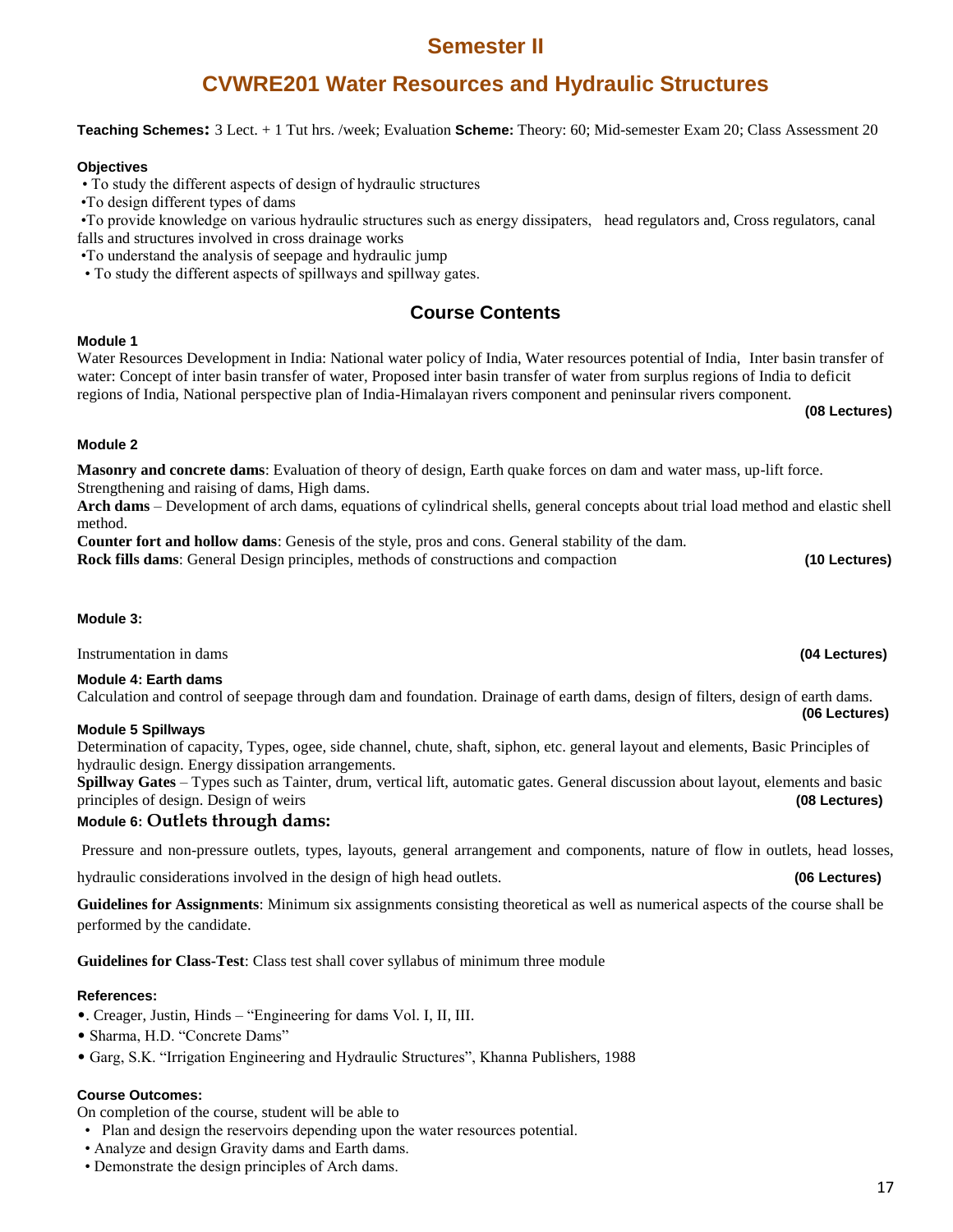# Semester II

# CVWRE201 Water Resources and Hydraulic Structures

**Teaching Schemes:** 3 Lect. + 1 Tut hrs. /week; Evaluation **Scheme:** Theory: 60; Mid-semester Exam 20; Class Assessment 20

**Objectives**

- To study the different aspects of design of hydraulic structures
- To design different types of dams
- To provide knowledge on various hydraulic structures such as energy dissipaters, head regulators and, Cross regulators, canal falls and structures involved in cross drainage works
- To understand the analysis of seepage and hydraulic jump
- To study the different aspects of spillways and spillway gates.

## Course Contents

**Module 1**

Water Resources Development in India: National water policy of India, Water resources potential of India, Inter basin transfer of water: Concept of inter basin transfer of water, Proposed inter basin transfer of water from surplus regions of India to deficit regions of India, National perspective plan of India-Himalayan rivers component and peninsular rivers component.

**(08 Lectures)**

**Module 2**

**Masonry and concrete dams**: Evaluation of theory of design, Earth quake forces on dam and water mass, up-lift force. Strengthening and raising of dams, High dams.

**Arch dams** – Development of arch dams, equations of cylindrical shells, general concepts about trial load method and elastic shell method.

**Counter fort and hollow dams**: Genesis of the style, pros and cons. General stability of the dam.

**Rock fills dams**: General Design principles, methods of constructions and compaction **(10 Lectures)**

**Module 3:**

Instrumentation in dams **(04 Lectures)**

**Module 4: Earth dams**

Calculation and control of seepage through dam and foundation. Drainage of earth dams, design of filters, design of earth dams.

**(06 Lectures)**

**Module 5 Spillways**

Determination of capacity, Types, ogee, side channel, chute, shaft, siphon, etc. general layout and elements, Basic Principles of hydraulic design. Energy dissipation arrangements.

**Spillway Gates** – Types such as Tainter, drum, vertical lift, automatic gates. General discussion about layout, elements and basic principles of design. Design of weirs **(08 Lectures)**

**Module 6: Outlets through dams:**

Pressure and non-pressure outlets, types, layouts, general arrangement and components, nature of flow in outlets, head losses, hydraulic considerations involved in the design of high head outlets. **(06 Lectures)**

**Guidelines for Assignments**: Minimum six assignments consisting theoretical as well as numerical aspects of the course shall be performed by the candidate.

**Guidelines for Class-Test**: Class test shall cover syllabus of minimum three module

**References:**

- . Creager, Justin, Hinds – "Engineering for dams Vol. I, II, III.
- Sharma, H.D. "Concrete Dams"
- Garg, S.K. "Irrigation Engineering and Hydraulic Structures", Khanna Publishers, 1988

**Course Outcomes:**

On completion of the course, student will be able to

- Plan and design the reservoirs depending upon the water resources potential.
- Analyze and design Gravity dams and Earth dams.
- Demonstrate the design principles of Arch dams.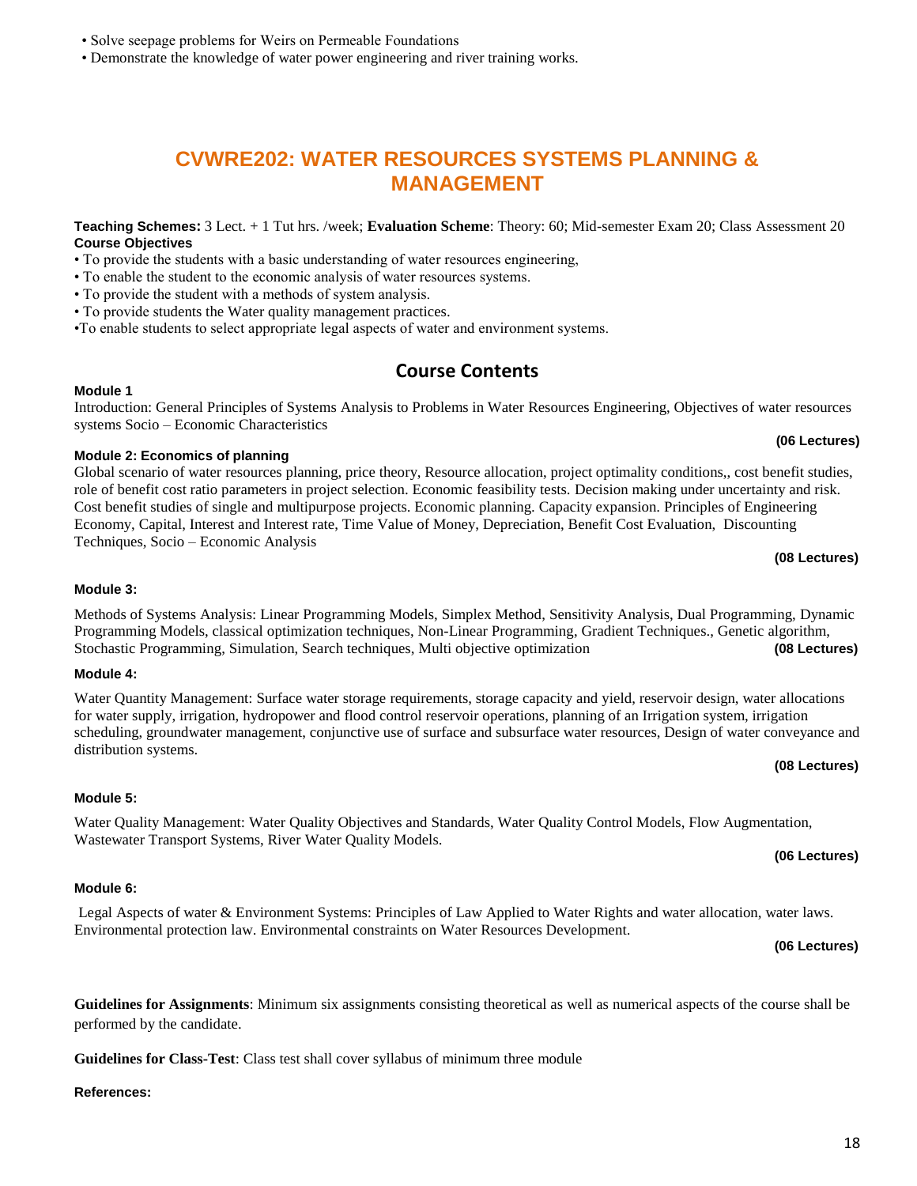- Solve seepage problems for Weirs on Permeable Foundations
- Demonstrate the knowledge of water power engineering and river training works.

# CVWRE202: WATER RESOURCES SYSTEMS PLANNING & MANAGEMENT

**Teaching Schemes:** 3 Lect. + 1 Tut hrs. /week; **Evaluation Scheme**: Theory: 60; Mid-semester Exam 20; Class Assessment 20

**Course Objectives**

- To provide the students with a basic understanding of water resources engineering,
- To enable the student to the economic analysis of water resources systems.
- To provide the student with a methods of system analysis.
- To provide students the Water quality management practices.
- To enable students to select appropriate legal aspects of water and environment systems.

## Course Contents

**Module 1**

Introduction: General Principles of Systems Analysis to Problems in Water Resources Engineering, Objectives of water resources systems Socio – Economic Characteristics

**(06 Lectures)**

**Module 2: Economics of planning**

Global scenario of water resources planning, price theory, Resource allocation, project optimality conditions,, cost benefit studies, role of benefit cost ratio parameters in project selection. Economic feasibility tests. Decision making under uncertainty and risk. Cost benefit studies of single and multipurpose projects. Economic planning. Capacity expansion. Principles of Engineering Economy, Capital, Interest and Interest rate, Time Value of Money, Depreciation, Benefit Cost Evaluation, Discounting Techniques, Socio – Economic Analysis

**(08 Lectures)**

**Module 3:**

Methods of Systems Analysis: Linear Programming Models, Simplex Method, Sensitivity Analysis, Dual Programming, Dynamic Programming Models, classical optimization techniques, Non-Linear Programming, Gradient Techniques., Genetic algorithm, Stochastic Programming, Simulation, Search techniques, Multi objective optimization **(08 Lectures)**

**Module 4:**

Water Quantity Management: Surface water storage requirements, storage capacity and yield, reservoir design, water allocations for water supply, irrigation, hydropower and flood control reservoir operations, planning of an Irrigation system, irrigation scheduling, groundwater management, conjunctive use of surface and subsurface water resources, Design of water conveyance and distribution systems.

**(08 Lectures)**

**Module 5:**

Water Quality Management: Water Quality Objectives and Standards, Water Quality Control Models, Flow Augmentation, Wastewater Transport Systems, River Water Quality Models.

**(06 Lectures)**

**Module 6:**

Legal Aspects of water & Environment Systems: Principles of Law Applied to Water Rights and water allocation, water laws. Environmental protection law. Environmental constraints on Water Resources Development.

**(06 Lectures)**

**Guidelines for Assignments**: Minimum six assignments consisting theoretical as well as numerical aspects of the course shall be performed by the candidate.

**Guidelines for Class-Test**: Class test shall cover syllabus of minimum three module

**References:**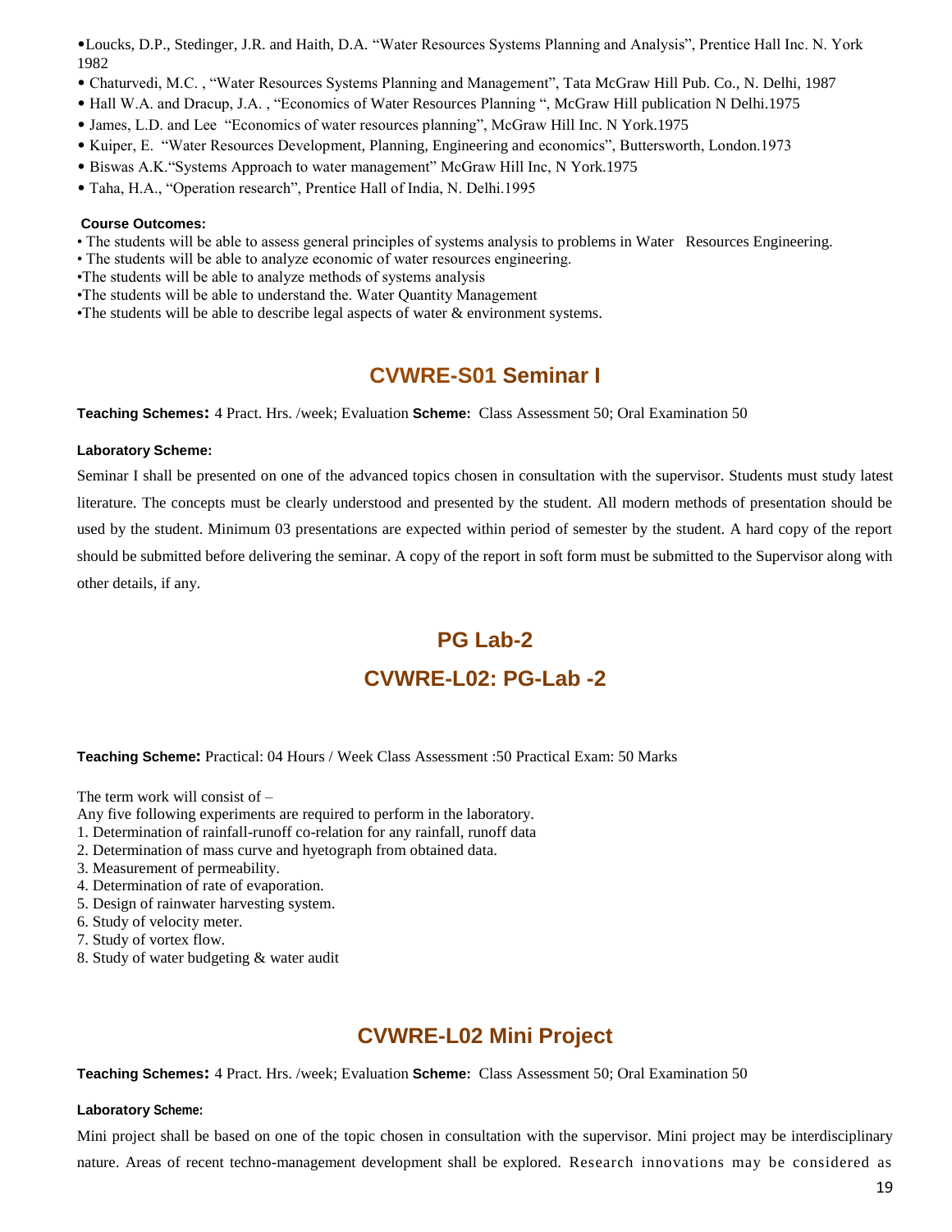- Loucks, D.P., Stedinger, J.R. and Haith, D.A. "Water Resources Systems Planning and Analysis", Prentice Hall Inc. N. York 1982
- Chaturvedi, M.C. , "Water Resources Systems Planning and Management", Tata McGraw Hill Pub. Co., N. Delhi, 1987
- Hall W.A. and Dracup, J.A. , "Economics of Water Resources Planning ", McGraw Hill publication N Delhi.1975
- James, L.D. and Lee "Economics of water resources planning", McGraw Hill Inc. N York.1975
- Kuiper, E. "Water Resources Development, Planning, Engineering and economics", Buttersworth, London.1973
- Biswas A.K."Systems Approach to water management" McGraw Hill Inc, N York.1975
- Taha, H.A., "Operation research", Prentice Hall of India, N. Delhi.1995

**Course Outcomes:**

- The students will be able to assess general principles of systems analysis to problems in Water Resources Engineering.
- The students will be able to analyze economic of water resources engineering.
- The students will be able to analyze methods of systems analysis
- The students will be able to understand the. Water Quantity Management
- The students will be able to describe legal aspects of water & environment systems.

## CVWRE-S01 Seminar I

**Teaching Schemes:** 4 Pract. Hrs. /week; Evaluation **Scheme:** Class Assessment 50; Oral Examination 50

**Laboratory Scheme:**

Seminar I shall be presented on one of the advanced topics chosen in consultation with the supervisor. Students must study latest literature. The concepts must be clearly understood and presented by the student. All modern methods of presentation should be used by the student. Minimum 03 presentations are expected within period of semester by the student. A hard copy of the report should be submitted before delivering the seminar. A copy of the report in soft form must be submitted to the Supervisor along with other details, if any.

## PG Lab-2

## CVWRE-L02: PG-Lab -2

**Teaching Scheme:** Practical: 04 Hours / Week Class Assessment :50 Practical Exam: 50 Marks

The term work will consist of –

Any five following experiments are required to perform in the laboratory.

1. Determination of rainfall-runoff co-relation for any rainfall, runoff data
2. Determination of mass curve and hyetograph from obtained data.
3. Measurement of permeability.
4. Determination of rate of evaporation.
5. Design of rainwater harvesting system.
6. Study of velocity meter.
7. Study of vortex flow.
8. Study of water budgeting & water audit

## CVWRE-L02 Mini Project

**Teaching Schemes:** 4 Pract. Hrs. /week; Evaluation **Scheme:** Class Assessment 50; Oral Examination 50

**Laboratory Scheme:**

Mini project shall be based on one of the topic chosen in consultation with the supervisor. Mini project may be interdisciplinary nature. Areas of recent techno-management development shall be explored. Research innovations may be considered as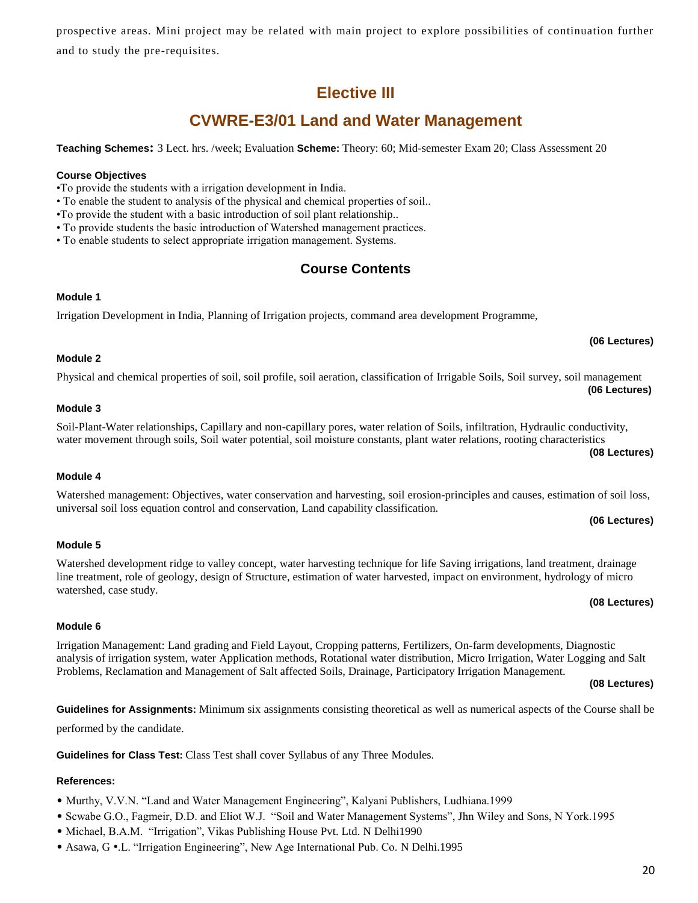prospective areas. Mini project may be related with main project to explore possibilities of continuation further and to study the pre-requisites.

## Elective III

## CVWRE-E3/01 Land and Water Management

**Teaching Schemes:** 3 Lect. hrs. /week; Evaluation **Scheme:** Theory: 60; Mid-semester Exam 20; Class Assessment 20

**Course Objectives**

- To provide the students with a irrigation development in India.
- To enable the student to analysis of the physical and chemical properties of soil..
- To provide the student with a basic introduction of soil plant relationship..
- To provide students the basic introduction of Watershed management practices.
- To enable students to select appropriate irrigation management. Systems.

### Course Contents

**Module 1**

Irrigation Development in India, Planning of Irrigation projects, command area development Programme,

**(06 Lectures)**

**Module 2**

Physical and chemical properties of soil, soil profile, soil aeration, classification of Irrigable Soils, Soil survey, soil management

**(06 Lectures)**

**Module 3**

Soil-Plant-Water relationships, Capillary and non-capillary pores, water relation of Soils, infiltration, Hydraulic conductivity, water movement through soils, Soil water potential, soil moisture constants, plant water relations, rooting characteristics

**(08 Lectures)**

**Module 4**

Watershed management: Objectives, water conservation and harvesting, soil erosion-principles and causes, estimation of soil loss, universal soil loss equation control and conservation, Land capability classification.

**(06 Lectures)**

**Module 5**

Watershed development ridge to valley concept, water harvesting technique for life Saving irrigations, land treatment, drainage line treatment, role of geology, design of Structure, estimation of water harvested, impact on environment, hydrology of micro watershed, case study.

**(08 Lectures)**

**Module 6**

Irrigation Management: Land grading and Field Layout, Cropping patterns, Fertilizers, On-farm developments, Diagnostic analysis of irrigation system, water Application methods, Rotational water distribution, Micro Irrigation, Water Logging and Salt Problems, Reclamation and Management of Salt affected Soils, Drainage, Participatory Irrigation Management.

**(08 Lectures)**

**Guidelines for Assignments:** Minimum six assignments consisting theoretical as well as numerical aspects of the Course shall be performed by the candidate.

**Guidelines for Class Test:** Class Test shall cover Syllabus of any Three Modules.

**References:**

- Murthy, V.V.N. "Land and Water Management Engineering", Kalyani Publishers, Ludhiana.1999
- Scwabe G.O., Fagmeir, D.D. and Eliot W.J. "Soil and Water Management Systems", Jhn Wiley and Sons, N York.1995
- Michael, B.A.M. "Irrigation", Vikas Publishing House Pvt. Ltd. N Delhi1990
- Asawa, G •.L. "Irrigation Engineering", New Age International Pub. Co. N Delhi.1995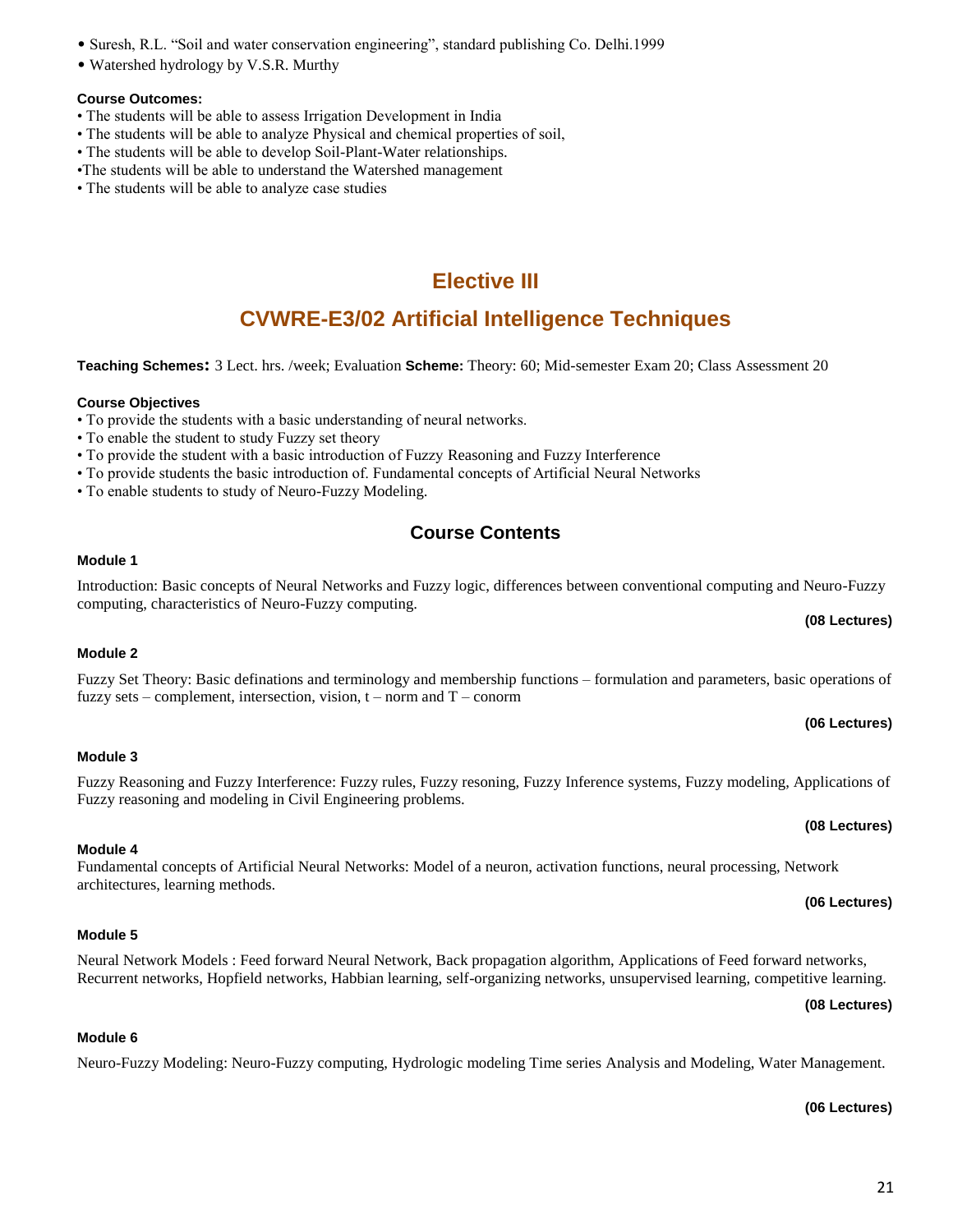- Suresh, R.L. "Soil and water conservation engineering", standard publishing Co. Delhi.1999
- Watershed hydrology by V.S.R. Murthy

**Course Outcomes:**

- The students will be able to assess Irrigation Development in India
- The students will be able to analyze Physical and chemical properties of soil,
- The students will be able to develop Soil-Plant-Water relationships.
- The students will be able to understand the Watershed management
- The students will be able to analyze case studies

## Elective III

## CVWRE-E3/02 Artificial Intelligence Techniques

**Teaching Schemes:** 3 Lect. hrs. /week; Evaluation **Scheme:** Theory: 60; Mid-semester Exam 20; Class Assessment 20

**Course Objectives**

- To provide the students with a basic understanding of neural networks.
- To enable the student to study Fuzzy set theory
- To provide the student with a basic introduction of Fuzzy Reasoning and Fuzzy Interference
- To provide students the basic introduction of. Fundamental concepts of Artificial Neural Networks
- To enable students to study of Neuro-Fuzzy Modeling.

### Course Contents

**Module 1**

Introduction: Basic concepts of Neural Networks and Fuzzy logic, differences between conventional computing and Neuro-Fuzzy computing, characteristics of Neuro-Fuzzy computing.

**(08 Lectures)**

**Module 2**

Fuzzy Set Theory: Basic definations and terminology and membership functions – formulation and parameters, basic operations of fuzzy sets – complement, intersection, vision, t – norm and T – conorm

**(06 Lectures)**

**Module 3**

Fuzzy Reasoning and Fuzzy Interference: Fuzzy rules, Fuzzy resoning, Fuzzy Inference systems, Fuzzy modeling, Applications of Fuzzy reasoning and modeling in Civil Engineering problems.

**(08 Lectures)**

**Module 4**

Fundamental concepts of Artificial Neural Networks: Model of a neuron, activation functions, neural processing, Network architectures, learning methods.

**(06 Lectures)**

**Module 5**

Neural Network Models : Feed forward Neural Network, Back propagation algorithm, Applications of Feed forward networks, Recurrent networks, Hopfield networks, Habbian learning, self-organizing networks, unsupervised learning, competitive learning.

**(08 Lectures)**

**Module 6**

Neuro-Fuzzy Modeling: Neuro-Fuzzy computing, Hydrologic modeling Time series Analysis and Modeling, Water Management.

**(06 Lectures)**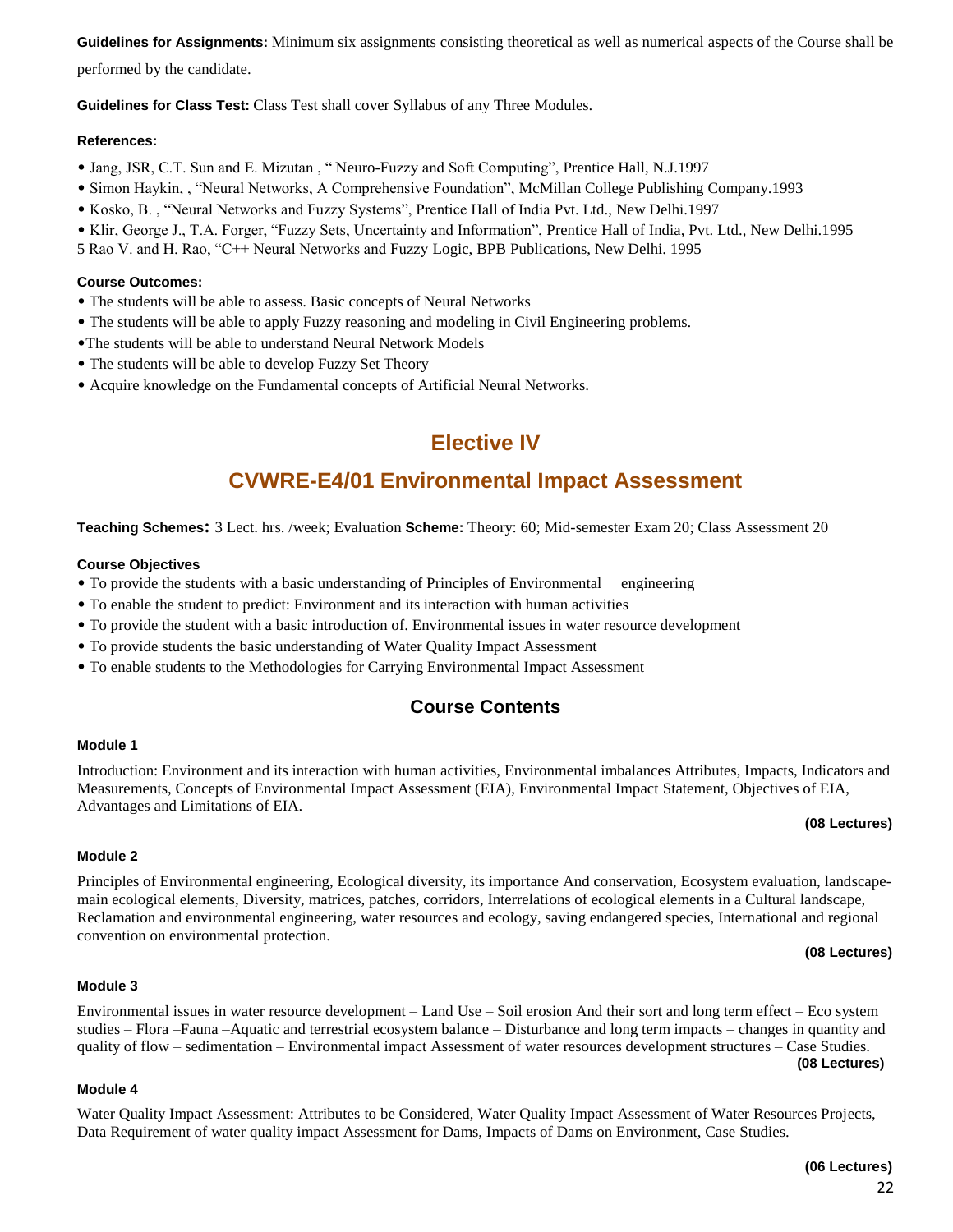**Guidelines for Assignments:** Minimum six assignments consisting theoretical as well as numerical aspects of the Course shall be performed by the candidate.

**Guidelines for Class Test:** Class Test shall cover Syllabus of any Three Modules.

**References:**

- Jang, JSR, C.T. Sun and E. Mizutan , " Neuro-Fuzzy and Soft Computing", Prentice Hall, N.J.1997
- Simon Haykin, , "Neural Networks, A Comprehensive Foundation", McMillan College Publishing Company.1993
- Kosko, B. , "Neural Networks and Fuzzy Systems", Prentice Hall of India Pvt. Ltd., New Delhi.1997
- Klir, George J., T.A. Forger, "Fuzzy Sets, Uncertainty and Information", Prentice Hall of India, Pvt. Ltd., New Delhi.1995

5 Rao V. and H. Rao, "C++ Neural Networks and Fuzzy Logic, BPB Publications, New Delhi. 1995

**Course Outcomes:**

- The students will be able to assess. Basic concepts of Neural Networks
- The students will be able to apply Fuzzy reasoning and modeling in Civil Engineering problems.
- The students will be able to understand Neural Network Models
- The students will be able to develop Fuzzy Set Theory
- Acquire knowledge on the Fundamental concepts of Artificial Neural Networks.

# Elective IV

# CVWRE-E4/01 Environmental Impact Assessment

**Teaching Schemes:** 3 Lect. hrs. /week; Evaluation **Scheme:** Theory: 60; Mid-semester Exam 20; Class Assessment 20

**Course Objectives**

- To provide the students with a basic understanding of Principles of Environmental engineering
- To enable the student to predict: Environment and its interaction with human activities
- To provide the student with a basic introduction of. Environmental issues in water resource development
- To provide students the basic understanding of Water Quality Impact Assessment
- To enable students to the Methodologies for Carrying Environmental Impact Assessment

## Course Contents

**Module 1**

Introduction: Environment and its interaction with human activities, Environmental imbalances Attributes, Impacts, Indicators and Measurements, Concepts of Environmental Impact Assessment (EIA), Environmental Impact Statement, Objectives of EIA, Advantages and Limitations of EIA.

**(08 Lectures)**

**Module 2**

Principles of Environmental engineering, Ecological diversity, its importance And conservation, Ecosystem evaluation, landscape-main ecological elements, Diversity, matrices, patches, corridors, Interrelations of ecological elements in a Cultural landscape, Reclamation and environmental engineering, water resources and ecology, saving endangered species, International and regional convention on environmental protection.

**(08 Lectures)**

**Module 3**

Environmental issues in water resource development – Land Use – Soil erosion And their sort and long term effect – Eco system studies – Flora –Fauna –Aquatic and terrestrial ecosystem balance – Disturbance and long term impacts – changes in quantity and quality of flow – sedimentation – Environmental impact Assessment of water resources development structures – Case Studies.

**(08 Lectures)**

**Module 4**

Water Quality Impact Assessment: Attributes to be Considered, Water Quality Impact Assessment of Water Resources Projects, Data Requirement of water quality impact Assessment for Dams, Impacts of Dams on Environment, Case Studies.

**(06 Lectures)**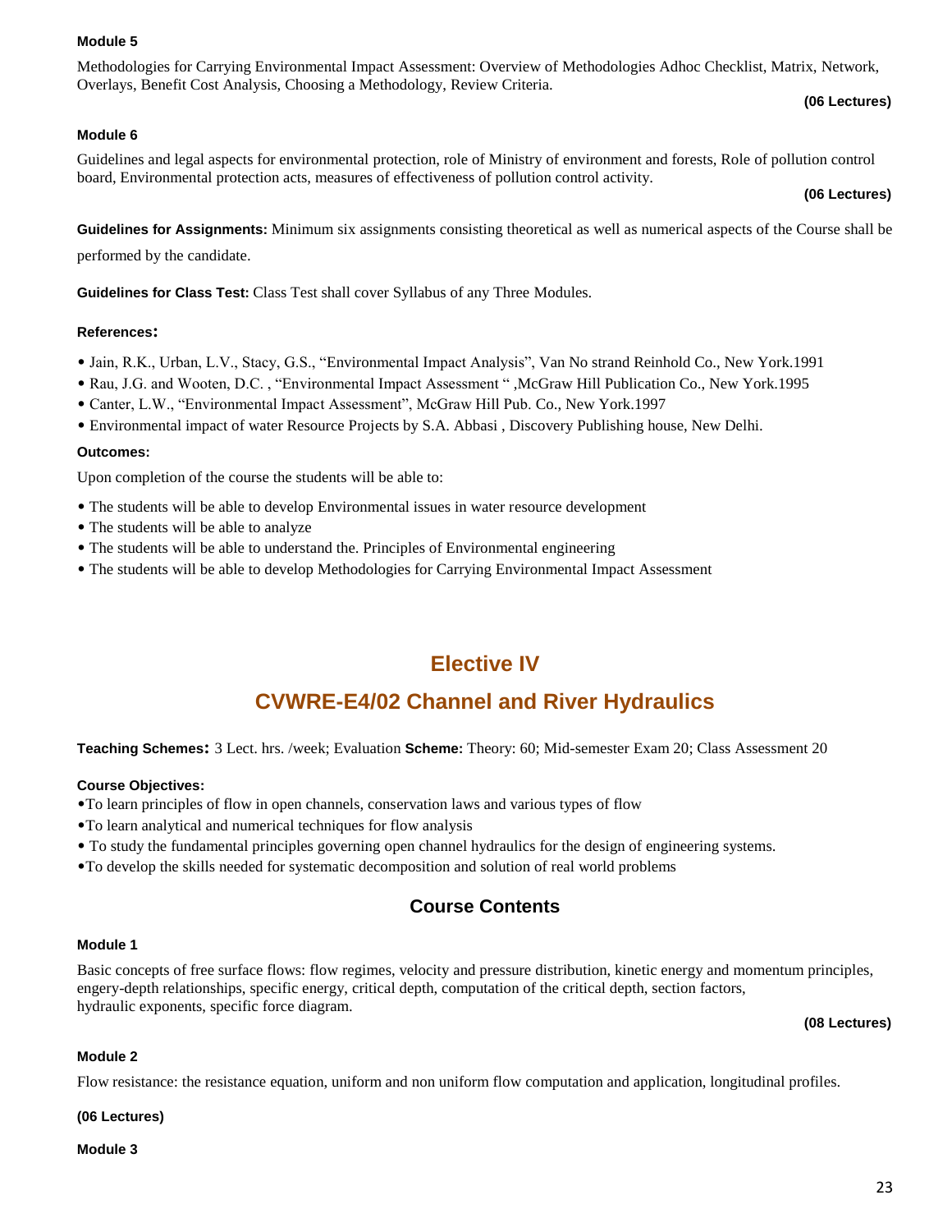**Module 5**

Methodologies for Carrying Environmental Impact Assessment: Overview of Methodologies Adhoc Checklist, Matrix, Network, Overlays, Benefit Cost Analysis, Choosing a Methodology, Review Criteria.

**(06 Lectures)**

**Module 6**

Guidelines and legal aspects for environmental protection, role of Ministry of environment and forests, Role of pollution control board, Environmental protection acts, measures of effectiveness of pollution control activity.

**(06 Lectures)**

**Guidelines for Assignments:** Minimum six assignments consisting theoretical as well as numerical aspects of the Course shall be performed by the candidate.

**Guidelines for Class Test:** Class Test shall cover Syllabus of any Three Modules.

**References:**

- Jain, R.K., Urban, L.V., Stacy, G.S., "Environmental Impact Analysis", Van No strand Reinhold Co., New York.1991
- Rau, J.G. and Wooten, D.C. , "Environmental Impact Assessment " ,McGraw Hill Publication Co., New York.1995
- Canter, L.W., "Environmental Impact Assessment", McGraw Hill Pub. Co., New York.1997
- Environmental impact of water Resource Projects by S.A. Abbasi , Discovery Publishing house, New Delhi.

**Outcomes:**

Upon completion of the course the students will be able to:

- The students will be able to develop Environmental issues in water resource development
- The students will be able to analyze
- The students will be able to understand the. Principles of Environmental engineering
- The students will be able to develop Methodologies for Carrying Environmental Impact Assessment

## Elective IV

## CVWRE-E4/02 Channel and River Hydraulics

**Teaching Schemes:** 3 Lect. hrs. /week; Evaluation **Scheme:** Theory: 60; Mid-semester Exam 20; Class Assessment 20

**Course Objectives:**

- To learn principles of flow in open channels, conservation laws and various types of flow
- To learn analytical and numerical techniques for flow analysis
- To study the fundamental principles governing open channel hydraulics for the design of engineering systems.
- To develop the skills needed for systematic decomposition and solution of real world problems

### Course Contents

**Module 1**

Basic concepts of free surface flows: flow regimes, velocity and pressure distribution, kinetic energy and momentum principles, engery-depth relationships, specific energy, critical depth, computation of the critical depth, section factors, hydraulic exponents, specific force diagram.

**(08 Lectures)**

**Module 2**

Flow resistance: the resistance equation, uniform and non uniform flow computation and application, longitudinal profiles.

**(06 Lectures)**

**Module 3**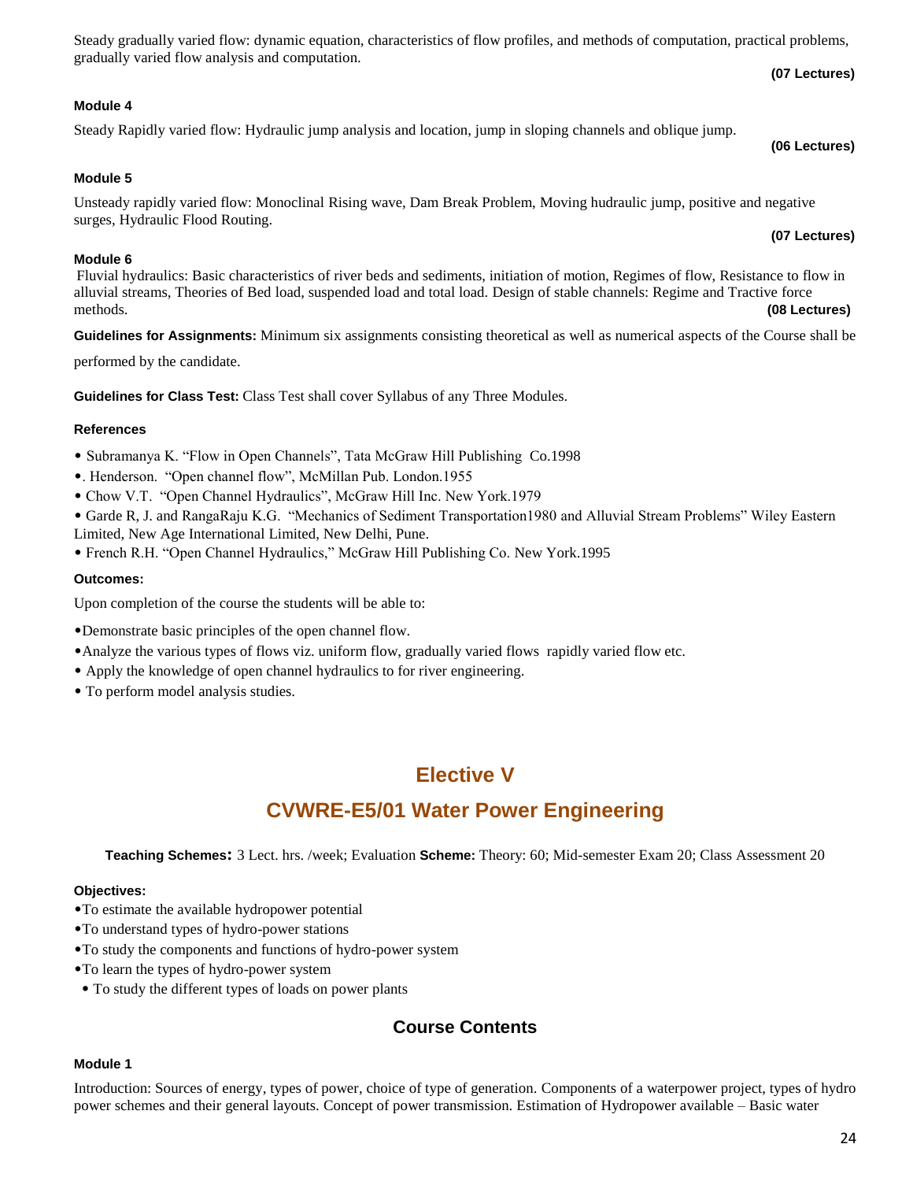Steady gradually varied flow: dynamic equation, characteristics of flow profiles, and methods of computation, practical problems, gradually varied flow analysis and computation.

**(07 Lectures)**

**Module 4**

Steady Rapidly varied flow: Hydraulic jump analysis and location, jump in sloping channels and oblique jump.

**(06 Lectures)**

**Module 5**

Unsteady rapidly varied flow: Monoclinal Rising wave, Dam Break Problem, Moving hudraulic jump, positive and negative surges, Hydraulic Flood Routing.

**(07 Lectures)**

**Module 6**

Fluvial hydraulics: Basic characteristics of river beds and sediments, initiation of motion, Regimes of flow, Resistance to flow in alluvial streams, Theories of Bed load, suspended load and total load. Design of stable channels: Regime and Tractive force methods. **(08 Lectures)**

**Guidelines for Assignments:** Minimum six assignments consisting theoretical as well as numerical aspects of the Course shall be performed by the candidate.

**Guidelines for Class Test:** Class Test shall cover Syllabus of any Three Modules.

**References**

- Subramanya K. “Flow in Open Channels”, Tata McGraw Hill Publishing Co.1998
- . Henderson. “Open channel flow”, McMillan Pub. London.1955
- Chow V.T. “Open Channel Hydraulics”, McGraw Hill Inc. New York.1979
- Garde R, J. and RangaRaju K.G. “Mechanics of Sediment Transportation1980 and Alluvial Stream Problems” Wiley Eastern Limited, New Age International Limited, New Delhi, Pune.
- French R.H. “Open Channel Hydraulics,” McGraw Hill Publishing Co. New York.1995

**Outcomes:**

Upon completion of the course the students will be able to:

- Demonstrate basic principles of the open channel flow.
- Analyze the various types of flows viz. uniform flow, gradually varied flows rapidly varied flow etc.
- Apply the knowledge of open channel hydraulics to for river engineering.
- To perform model analysis studies.

## Elective V

## CVWRE-E5/01 Water Power Engineering

**Teaching Schemes:** 3 Lect. hrs. /week; Evaluation **Scheme:** Theory: 60; Mid-semester Exam 20; Class Assessment 20

**Objectives:**

- To estimate the available hydropower potential
- To understand types of hydro-power stations
- To study the components and functions of hydro-power system
- To learn the types of hydro-power system
- To study the different types of loads on power plants

### Course Contents

**Module 1**

Introduction: Sources of energy, types of power, choice of type of generation. Components of a waterpower project, types of hydro power schemes and their general layouts. Concept of power transmission. Estimation of Hydropower available – Basic water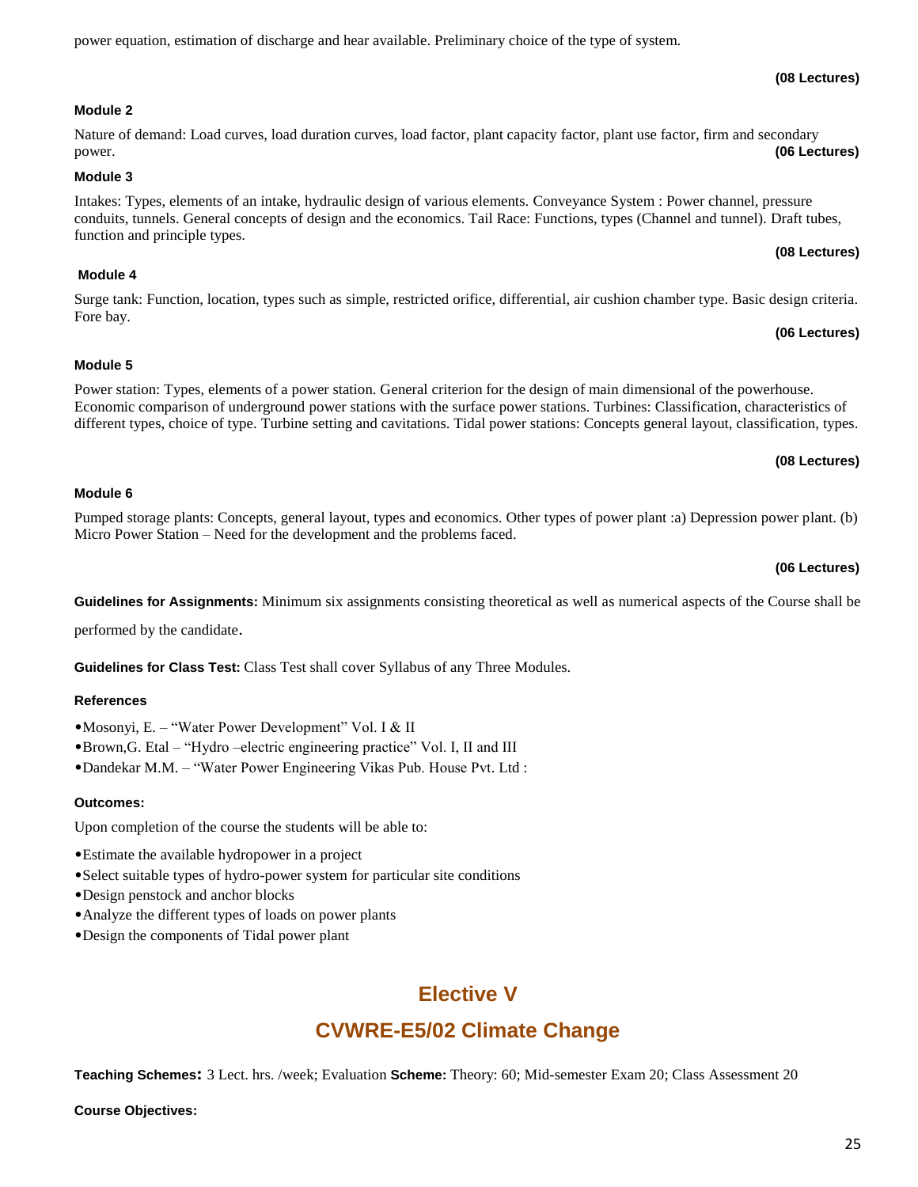power equation, estimation of discharge and hear available. Preliminary choice of the type of system.

**(08 Lectures)**

**Module 2**

Nature of demand: Load curves, load duration curves, load factor, plant capacity factor, plant use factor, firm and secondary power. **(06 Lectures)**

**Module 3**

Intakes: Types, elements of an intake, hydraulic design of various elements. Conveyance System : Power channel, pressure conduits, tunnels. General concepts of design and the economics. Tail Race: Functions, types (Channel and tunnel). Draft tubes, function and principle types.

**(08 Lectures)**

**Module 4**

Surge tank: Function, location, types such as simple, restricted orifice, differential, air cushion chamber type. Basic design criteria. Fore bay.

**(06 Lectures)**

**Module 5**

Power station: Types, elements of a power station. General criterion for the design of main dimensional of the powerhouse. Economic comparison of underground power stations with the surface power stations. Turbines: Classification, characteristics of different types, choice of type. Turbine setting and cavitations. Tidal power stations: Concepts general layout, classification, types.

**(08 Lectures)**

**Module 6**

Pumped storage plants: Concepts, general layout, types and economics. Other types of power plant :a) Depression power plant. (b) Micro Power Station – Need for the development and the problems faced.

**(06 Lectures)**

**Guidelines for Assignments:** Minimum six assignments consisting theoretical as well as numerical aspects of the Course shall be performed by the candidate.

**Guidelines for Class Test:** Class Test shall cover Syllabus of any Three Modules.

**References**

- Mosonyi, E. – "Water Power Development" Vol. I & II
- Brown,G. Etal – "Hydro –electric engineering practice" Vol. I, II and III
- Dandekar M.M. – "Water Power Engineering Vikas Pub. House Pvt. Ltd :

**Outcomes:**

Upon completion of the course the students will be able to:

- Estimate the available hydropower in a project
- Select suitable types of hydro-power system for particular site conditions
- Design penstock and anchor blocks
- Analyze the different types of loads on power plants
- Design the components of Tidal power plant

## Elective V

## CVWRE-E5/02 Climate Change

**Teaching Schemes:** 3 Lect. hrs. /week; Evaluation **Scheme:** Theory: 60; Mid-semester Exam 20; Class Assessment 20

**Course Objectives:**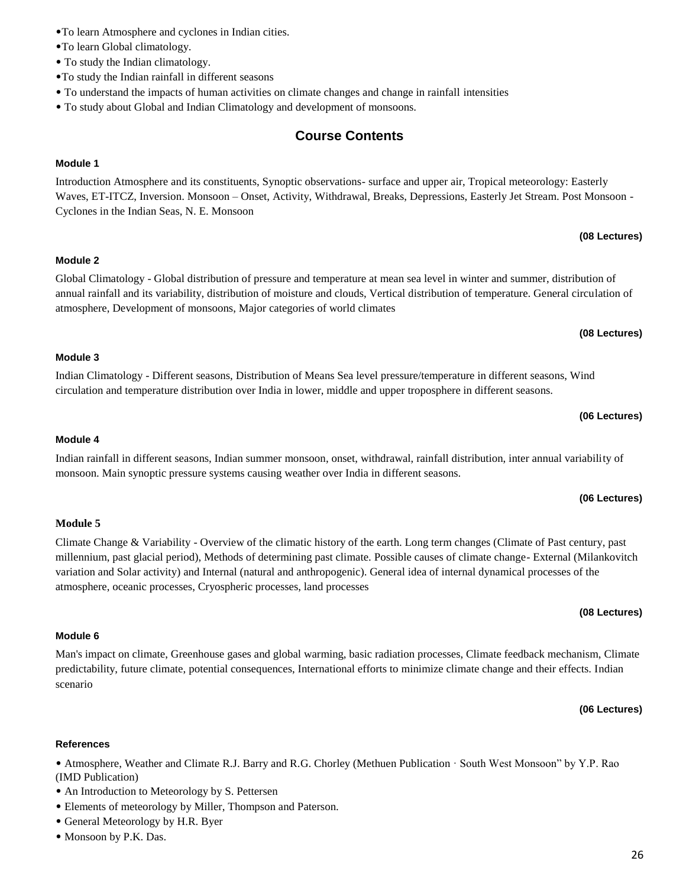- To learn Atmosphere and cyclones in Indian cities.
- To learn Global climatology.
- To study the Indian climatology.
- To study the Indian rainfall in different seasons
- To understand the impacts of human activities on climate changes and change in rainfall intensities
- To study about Global and Indian Climatology and development of monsoons.

## Course Contents

**Module 1**

Introduction Atmosphere and its constituents, Synoptic observations- surface and upper air, Tropical meteorology: Easterly Waves, ET-ITCZ, Inversion. Monsoon – Onset, Activity, Withdrawal, Breaks, Depressions, Easterly Jet Stream. Post Monsoon - Cyclones in the Indian Seas, N. E. Monsoon

**(08 Lectures)**

**Module 2**

Global Climatology - Global distribution of pressure and temperature at mean sea level in winter and summer, distribution of annual rainfall and its variability, distribution of moisture and clouds, Vertical distribution of temperature. General circulation of atmosphere, Development of monsoons, Major categories of world climates

**(08 Lectures)**

**Module 3**

Indian Climatology - Different seasons, Distribution of Means Sea level pressure/temperature in different seasons, Wind circulation and temperature distribution over India in lower, middle and upper troposphere in different seasons.

**(06 Lectures)**

**Module 4**

Indian rainfall in different seasons, Indian summer monsoon, onset, withdrawal, rainfall distribution, inter annual variability of monsoon. Main synoptic pressure systems causing weather over India in different seasons.

**(06 Lectures)**

**Module 5**

Climate Change & Variability - Overview of the climatic history of the earth. Long term changes (Climate of Past century, past millennium, past glacial period), Methods of determining past climate. Possible causes of climate change- External (Milankovitch variation and Solar activity) and Internal (natural and anthropogenic). General idea of internal dynamical processes of the atmosphere, oceanic processes, Cryospheric processes, land processes

**(08 Lectures)**

**Module 6**

Man's impact on climate, Greenhouse gases and global warming, basic radiation processes, Climate feedback mechanism, Climate predictability, future climate, potential consequences, International efforts to minimize climate change and their effects. Indian scenario

**(06 Lectures)**

**References**

- Atmosphere, Weather and Climate R.J. Barry and R.G. Chorley (Methuen Publication · South West Monsoon" by Y.P. Rao (IMD Publication)
- An Introduction to Meteorology by S. Pettersen
- Elements of meteorology by Miller, Thompson and Paterson.
- General Meteorology by H.R. Byer
- Monsoon by P.K. Das.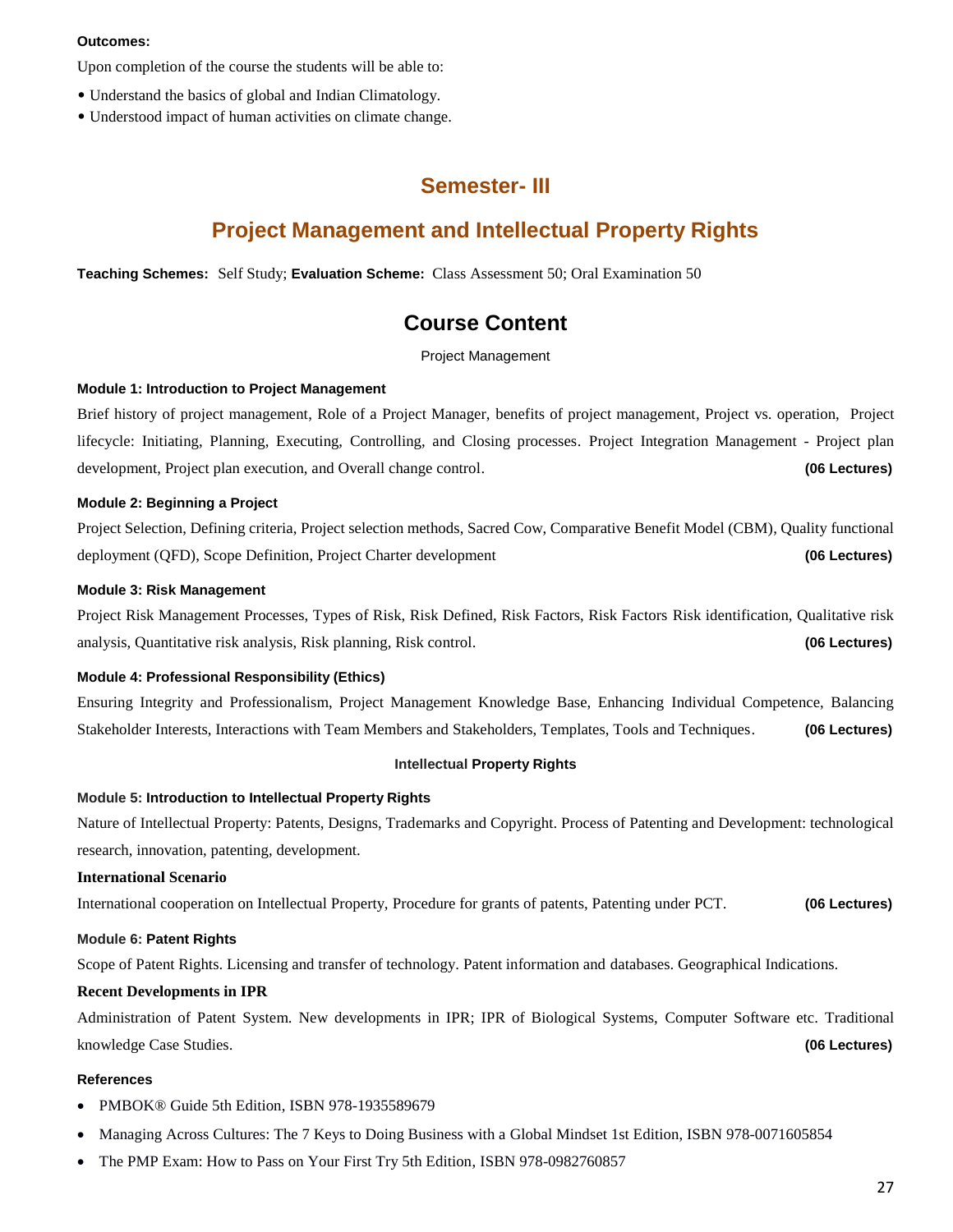**Outcomes:**

Upon completion of the course the students will be able to:

- Understand the basics of global and Indian Climatology.
- Understood impact of human activities on climate change.

## Semester- III

## Project Management and Intellectual Property Rights

**Teaching Schemes:** Self Study; **Evaluation Scheme:** Class Assessment 50; Oral Examination 50

## Course Content

Project Management

**Module 1: Introduction to Project Management**

Brief history of project management, Role of a Project Manager, benefits of project management, Project vs. operation, Project lifecycle: Initiating, Planning, Executing, Controlling, and Closing processes. Project Integration Management - Project plan development, Project plan execution, and Overall change control. **(06 Lectures)**

**Module 2: Beginning a Project**

Project Selection, Defining criteria, Project selection methods, Sacred Cow, Comparative Benefit Model (CBM), Quality functional deployment (QFD), Scope Definition, Project Charter development **(06 Lectures)**

**Module 3: Risk Management**

Project Risk Management Processes, Types of Risk, Risk Defined, Risk Factors, Risk Factors Risk identification, Qualitative risk analysis, Quantitative risk analysis, Risk planning, Risk control. **(06 Lectures)**

**Module 4: Professional Responsibility (Ethics)**

Ensuring Integrity and Professionalism, Project Management Knowledge Base, Enhancing Individual Competence, Balancing Stakeholder Interests, Interactions with Team Members and Stakeholders, Templates, Tools and Techniques. **(06 Lectures)**

**Intellectual Property Rights**

**Module 5: Introduction to Intellectual Property Rights**

Nature of Intellectual Property: Patents, Designs, Trademarks and Copyright. Process of Patenting and Development: technological research, innovation, patenting, development.

**International Scenario**

International cooperation on Intellectual Property, Procedure for grants of patents, Patenting under PCT. **(06 Lectures)**

**Module 6: Patent Rights**

Scope of Patent Rights. Licensing and transfer of technology. Patent information and databases. Geographical Indications.

**Recent Developments in IPR**

Administration of Patent System. New developments in IPR; IPR of Biological Systems, Computer Software etc. Traditional knowledge Case Studies. **(06 Lectures)**

**References**

- PMBOK® Guide 5th Edition, ISBN 978-1935589679
- Managing Across Cultures: The 7 Keys to Doing Business with a Global Mindset 1st Edition, ISBN 978-0071605854
- The PMP Exam: How to Pass on Your First Try 5th Edition, ISBN 978-0982760857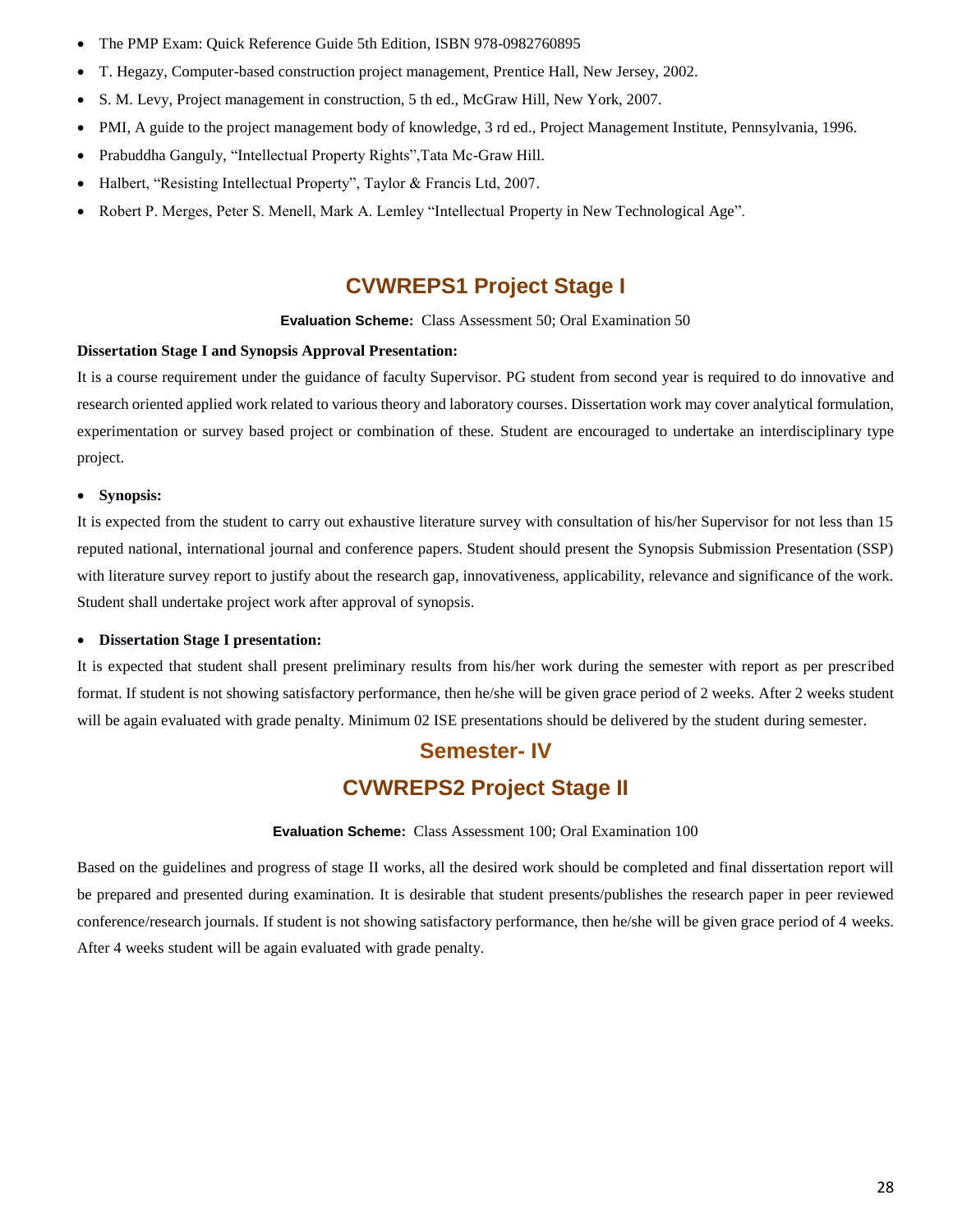- The PMP Exam: Quick Reference Guide 5th Edition, ISBN 978-0982760895
- T. Hegazy, Computer-based construction project management, Prentice Hall, New Jersey, 2002.
- S. M. Levy, Project management in construction, 5 th ed., McGraw Hill, New York, 2007.
- PMI, A guide to the project management body of knowledge, 3 rd ed., Project Management Institute, Pennsylvania, 1996.
- Prabuddha Ganguly, "Intellectual Property Rights",Tata Mc-Graw Hill.
- Halbert, "Resisting Intellectual Property", Taylor & Francis Ltd, 2007.
- Robert P. Merges, Peter S. Menell, Mark A. Lemley "Intellectual Property in New Technological Age".

## CVWREPS1 Project Stage I

**Evaluation Scheme:** Class Assessment 50; Oral Examination 50

**Dissertation Stage I and Synopsis Approval Presentation:**

It is a course requirement under the guidance of faculty Supervisor. PG student from second year is required to do innovative and research oriented applied work related to various theory and laboratory courses. Dissertation work may cover analytical formulation, experimentation or survey based project or combination of these. Student are encouraged to undertake an interdisciplinary type project.

- **Synopsis:**

It is expected from the student to carry out exhaustive literature survey with consultation of his/her Supervisor for not less than 15 reputed national, international journal and conference papers. Student should present the Synopsis Submission Presentation (SSP) with literature survey report to justify about the research gap, innovativeness, applicability, relevance and significance of the work. Student shall undertake project work after approval of synopsis.

- **Dissertation Stage I presentation:**

It is expected that student shall present preliminary results from his/her work during the semester with report as per prescribed format. If student is not showing satisfactory performance, then he/she will be given grace period of 2 weeks. After 2 weeks student will be again evaluated with grade penalty. Minimum 02 ISE presentations should be delivered by the student during semester.

## Semester- IV

## CVWREPS2 Project Stage II

**Evaluation Scheme:** Class Assessment 100; Oral Examination 100

Based on the guidelines and progress of stage II works, all the desired work should be completed and final dissertation report will be prepared and presented during examination. It is desirable that student presents/publishes the research paper in peer reviewed conference/research journals. If student is not showing satisfactory performance, then he/she will be given grace period of 4 weeks. After 4 weeks student will be again evaluated with grade penalty.